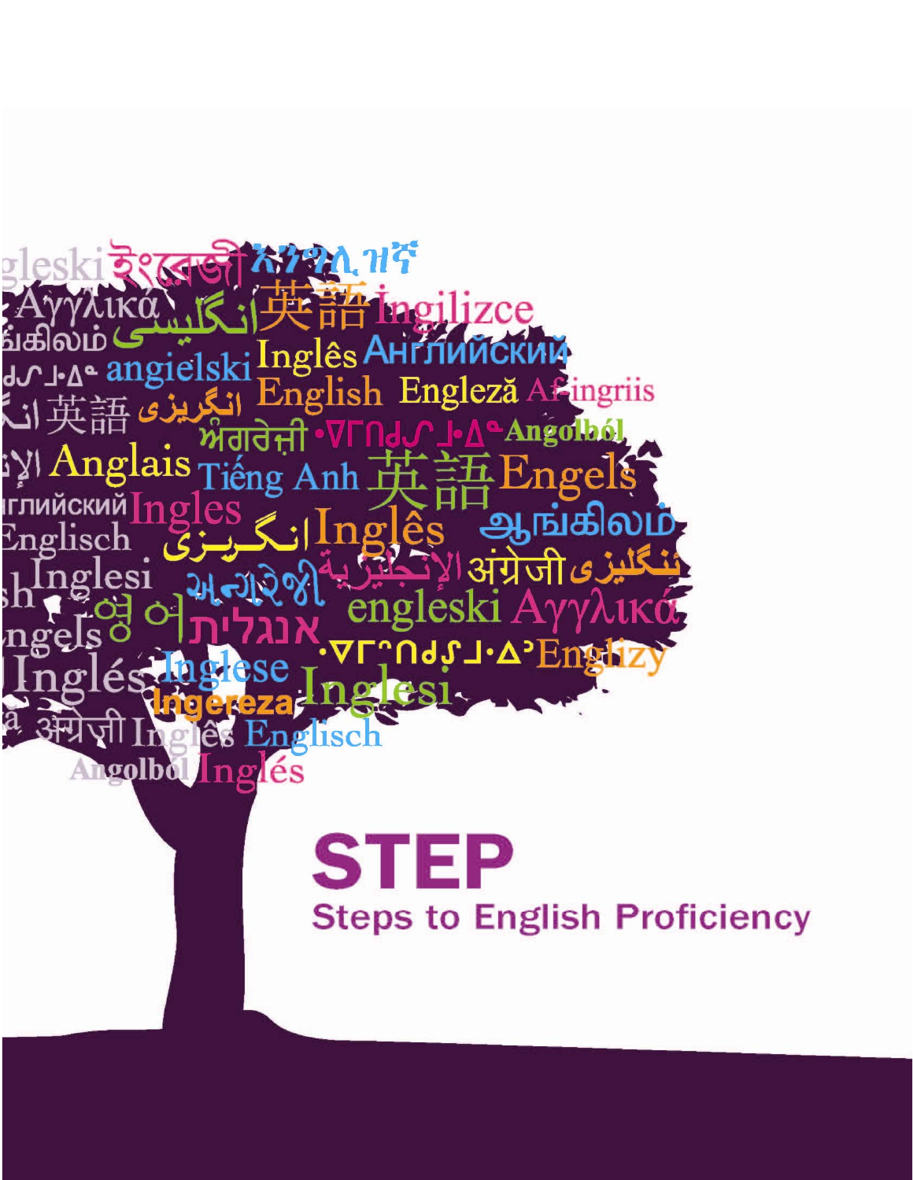# STEP

## Steps to English Proficiency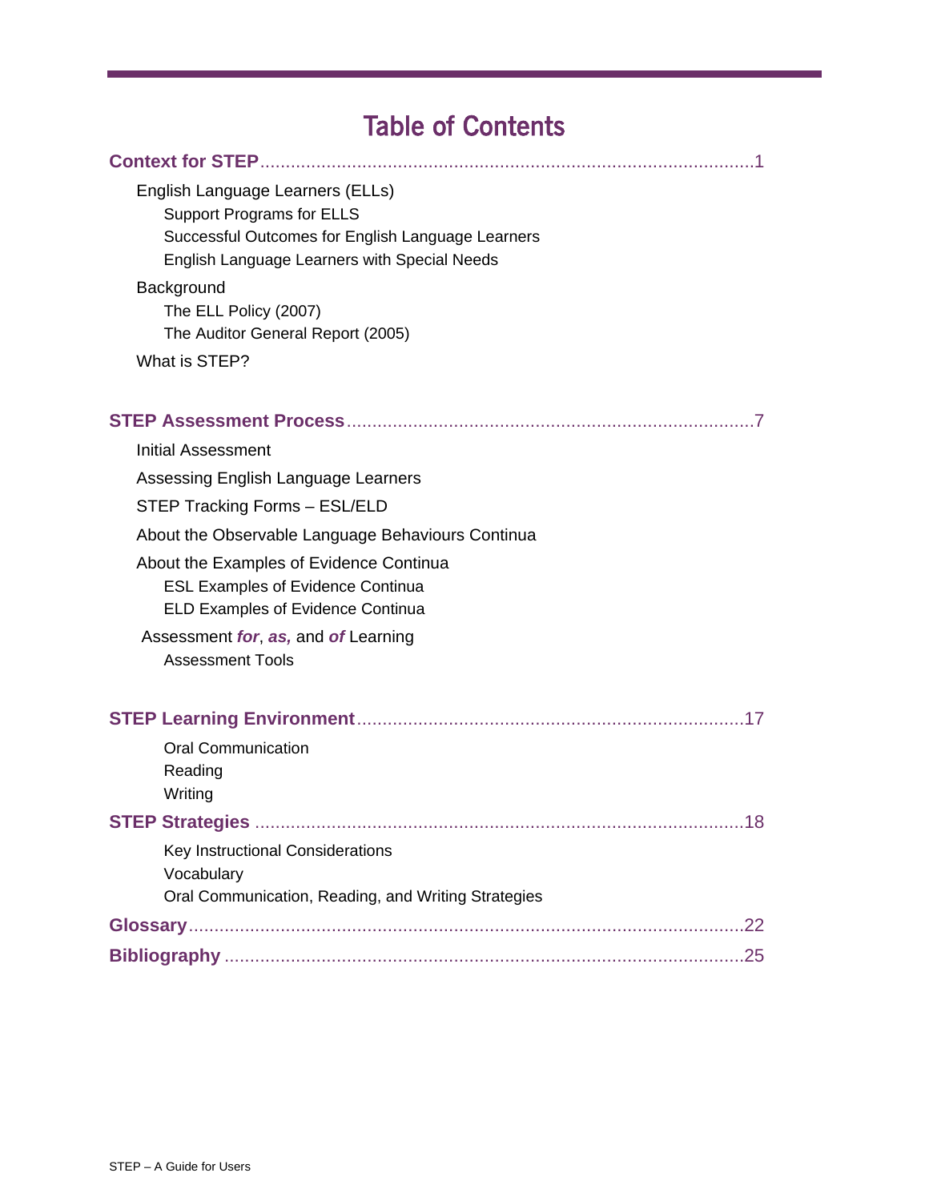# Table of Contents

**Context for STEP**............................................................................................1

- English Language Learners (ELLs)
  - Support Programs for ELLS
  - Successful Outcomes for English Language Learners
  - English Language Learners with Special Needs
- Background
  - The ELL Policy (2007)
  - The Auditor General Report (2005)
- What is STEP?

**STEP Assessment Process**...............................................................................7

- Initial Assessment
- Assessing English Language Learners
- STEP Tracking Forms – ESL/ELD
- About the Observable Language Behaviours Continua
- About the Examples of Evidence Continua
  - ESL Examples of Evidence Continua
  - ELD Examples of Evidence Continua
- Assessment ***for***, ***as,*** and ***of*** Learning
  - Assessment Tools

**STEP Learning Environment**...........................................................................17

- Oral Communication
- Reading
- Writing

**STEP Strategies** ..............................................................................................18

- Key Instructional Considerations
- Vocabulary
- Oral Communication, Reading, and Writing Strategies

**Glossary**............................................................................................................22

**Bibliography** ....................................................................................................25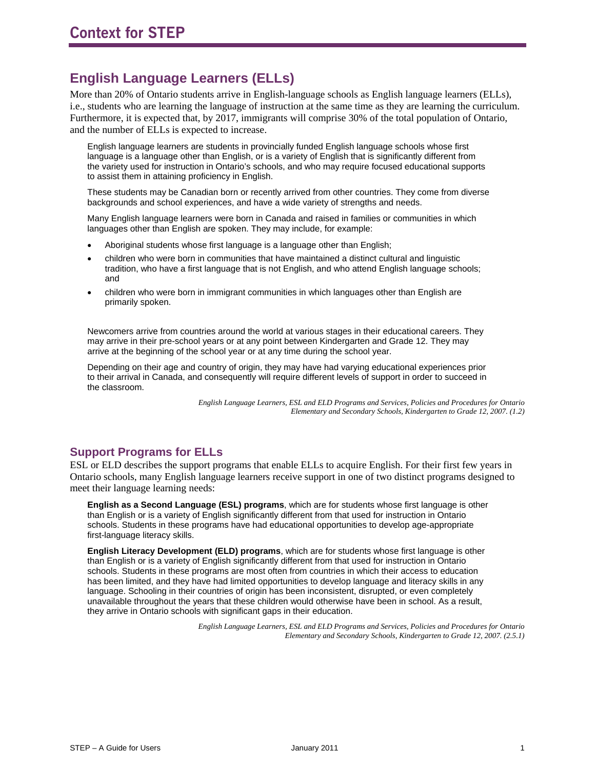# Context for STEP

## English Language Learners (ELLs)

More than 20% of Ontario students arrive in English-language schools as English language learners (ELLs), i.e., students who are learning the language of instruction at the same time as they are learning the curriculum. Furthermore, it is expected that, by 2017, immigrants will comprise 30% of the total population of Ontario, and the number of ELLs is expected to increase.

> English language learners are students in provincially funded English language schools whose first language is a language other than English, or is a variety of English that is significantly different from the variety used for instruction in Ontario's schools, and who may require focused educational supports to assist them in attaining proficiency in English.
>
> These students may be Canadian born or recently arrived from other countries. They come from diverse backgrounds and school experiences, and have a wide variety of strengths and needs.
>
> Many English language learners were born in Canada and raised in families or communities in which languages other than English are spoken. They may include, for example:
>
> - Aboriginal students whose first language is a language other than English;
> - children who were born in communities that have maintained a distinct cultural and linguistic tradition, who have a first language that is not English, and who attend English language schools; and
> - children who were born in immigrant communities in which languages other than English are primarily spoken.
>
> Newcomers arrive from countries around the world at various stages in their educational careers. They may arrive in their pre-school years or at any point between Kindergarten and Grade 12. They may arrive at the beginning of the school year or at any time during the school year.
>
> Depending on their age and country of origin, they may have had varying educational experiences prior to their arrival in Canada, and consequently will require different levels of support in order to succeed in the classroom.

*English Language Learners, ESL and ELD Programs and Services, Policies and Procedures for Ontario Elementary and Secondary Schools, Kindergarten to Grade 12, 2007. (1.2)*

### Support Programs for ELLs

ESL or ELD describes the support programs that enable ELLs to acquire English. For their first few years in Ontario schools, many English language learners receive support in one of two distinct programs designed to meet their language learning needs:

> **English as a Second Language (ESL) programs**, which are for students whose first language is other than English or is a variety of English significantly different from that used for instruction in Ontario schools. Students in these programs have had educational opportunities to develop age-appropriate first-language literacy skills.
>
> **English Literacy Development (ELD) programs**, which are for students whose first language is other than English or is a variety of English significantly different from that used for instruction in Ontario schools. Students in these programs are most often from countries in which their access to education has been limited, and they have had limited opportunities to develop language and literacy skills in any language. Schooling in their countries of origin has been inconsistent, disrupted, or even completely unavailable throughout the years that these children would otherwise have been in school. As a result, they arrive in Ontario schools with significant gaps in their education.

*English Language Learners, ESL and ELD Programs and Services, Policies and Procedures for Ontario Elementary and Secondary Schools, Kindergarten to Grade 12, 2007. (2.5.1)*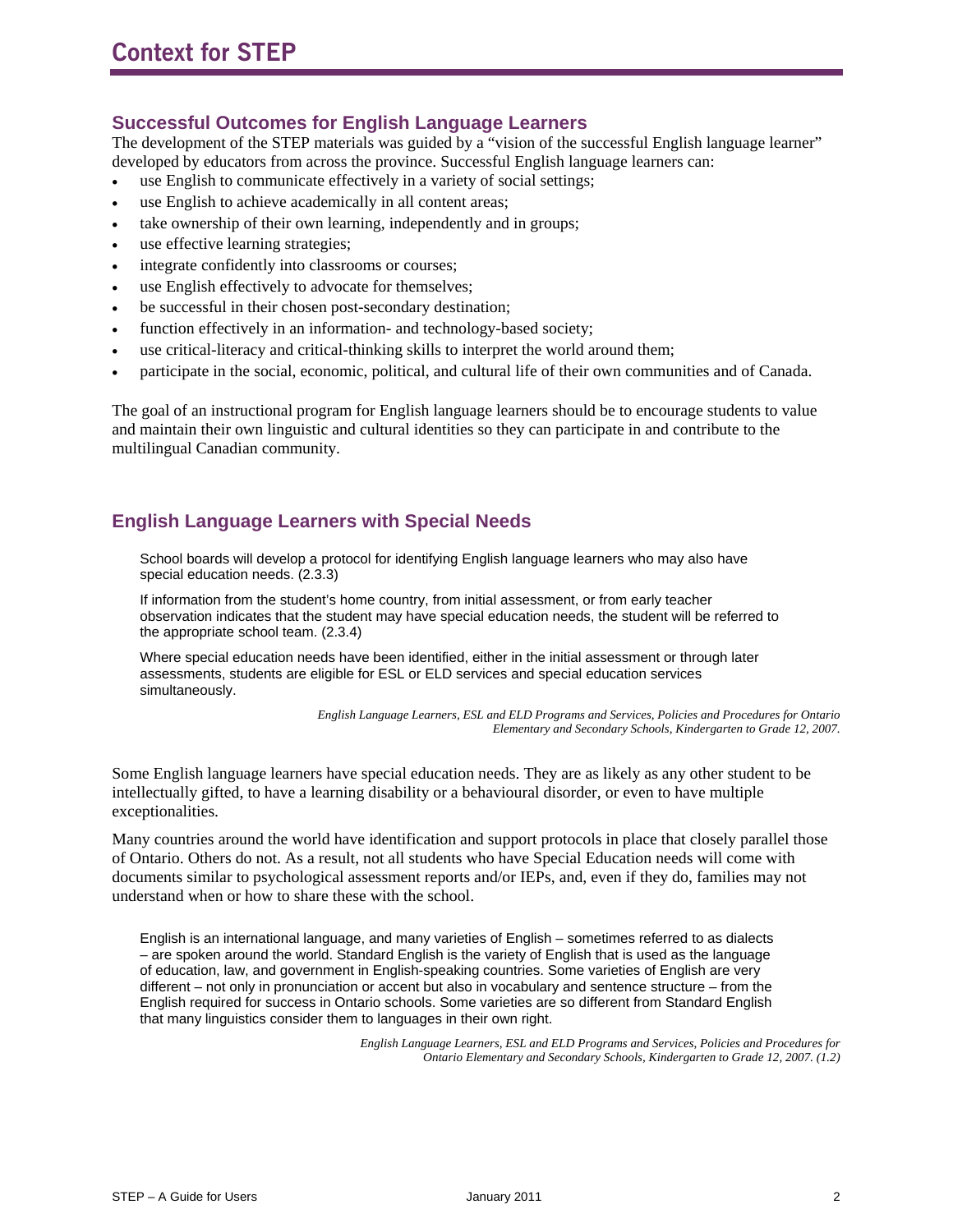# Context for STEP

## Successful Outcomes for English Language Learners

The development of the STEP materials was guided by a "vision of the successful English language learner" developed by educators from across the province. Successful English language learners can:

- use English to communicate effectively in a variety of social settings;
- use English to achieve academically in all content areas;
- take ownership of their own learning, independently and in groups;
- use effective learning strategies;
- integrate confidently into classrooms or courses;
- use English effectively to advocate for themselves;
- be successful in their chosen post-secondary destination;
- function effectively in an information- and technology-based society;
- use critical-literacy and critical-thinking skills to interpret the world around them;
- participate in the social, economic, political, and cultural life of their own communities and of Canada.

The goal of an instructional program for English language learners should be to encourage students to value and maintain their own linguistic and cultural identities so they can participate in and contribute to the multilingual Canadian community.

## English Language Learners with Special Needs

> School boards will develop a protocol for identifying English language learners who may also have special education needs. (2.3.3)
>
> If information from the student's home country, from initial assessment, or from early teacher observation indicates that the student may have special education needs, the student will be referred to the appropriate school team. (2.3.4)
>
> Where special education needs have been identified, either in the initial assessment or through later assessments, students are eligible for ESL or ELD services and special education services simultaneously.
>
> *English Language Learners, ESL and ELD Programs and Services, Policies and Procedures for Ontario Elementary and Secondary Schools, Kindergarten to Grade 12, 2007.*

Some English language learners have special education needs. They are as likely as any other student to be intellectually gifted, to have a learning disability or a behavioural disorder, or even to have multiple exceptionalities.

Many countries around the world have identification and support protocols in place that closely parallel those of Ontario. Others do not. As a result, not all students who have Special Education needs will come with documents similar to psychological assessment reports and/or IEPs, and, even if they do, families may not understand when or how to share these with the school.

> English is an international language, and many varieties of English – sometimes referred to as dialects – are spoken around the world. Standard English is the variety of English that is used as the language of education, law, and government in English-speaking countries. Some varieties of English are very different – not only in pronunciation or accent but also in vocabulary and sentence structure – from the English required for success in Ontario schools. Some varieties are so different from Standard English that many linguistics consider them to languages in their own right.
>
> *English Language Learners, ESL and ELD Programs and Services, Policies and Procedures for Ontario Elementary and Secondary Schools, Kindergarten to Grade 12, 2007. (1.2)*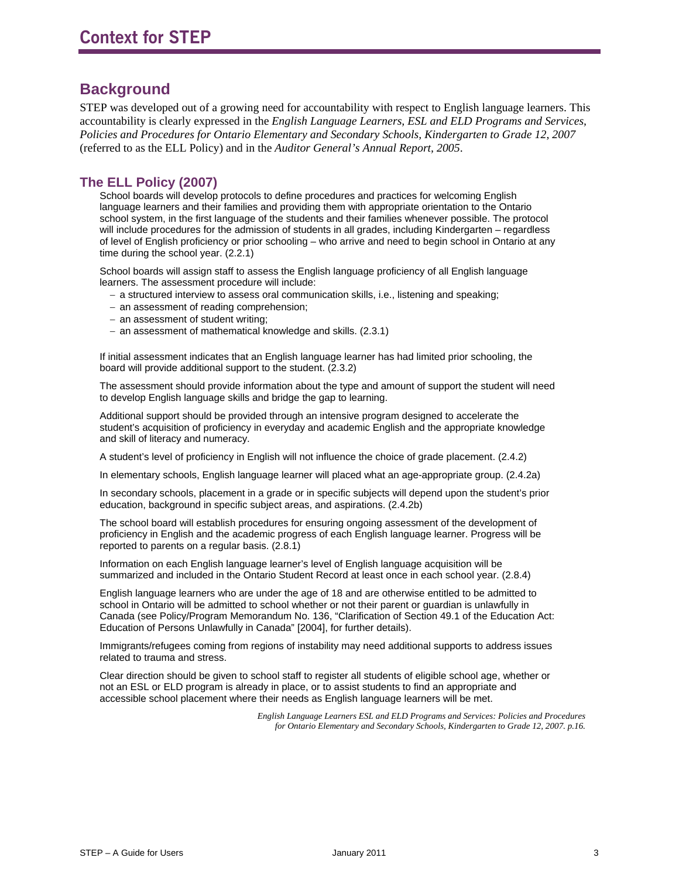# Context for STEP

## Background

STEP was developed out of a growing need for accountability with respect to English language learners. This accountability is clearly expressed in the *English Language Learners, ESL and ELD Programs and Services, Policies and Procedures for Ontario Elementary and Secondary Schools, Kindergarten to Grade 12, 2007* (referred to as the ELL Policy) and in the *Auditor General's Annual Report, 2005*.

### The ELL Policy (2007)

School boards will develop protocols to define procedures and practices for welcoming English language learners and their families and providing them with appropriate orientation to the Ontario school system, in the first language of the students and their families whenever possible. The protocol will include procedures for the admission of students in all grades, including Kindergarten – regardless of level of English proficiency or prior schooling – who arrive and need to begin school in Ontario at any time during the school year. (2.2.1)

School boards will assign staff to assess the English language proficiency of all English language learners. The assessment procedure will include:

- a structured interview to assess oral communication skills, i.e., listening and speaking;
- an assessment of reading comprehension;
- an assessment of student writing;
- an assessment of mathematical knowledge and skills. (2.3.1)

If initial assessment indicates that an English language learner has had limited prior schooling, the board will provide additional support to the student. (2.3.2)

The assessment should provide information about the type and amount of support the student will need to develop English language skills and bridge the gap to learning.

Additional support should be provided through an intensive program designed to accelerate the student's acquisition of proficiency in everyday and academic English and the appropriate knowledge and skill of literacy and numeracy.

A student's level of proficiency in English will not influence the choice of grade placement. (2.4.2)

In elementary schools, English language learner will placed what an age-appropriate group. (2.4.2a)

In secondary schools, placement in a grade or in specific subjects will depend upon the student's prior education, background in specific subject areas, and aspirations. (2.4.2b)

The school board will establish procedures for ensuring ongoing assessment of the development of proficiency in English and the academic progress of each English language learner. Progress will be reported to parents on a regular basis. (2.8.1)

Information on each English language learner's level of English language acquisition will be summarized and included in the Ontario Student Record at least once in each school year. (2.8.4)

English language learners who are under the age of 18 and are otherwise entitled to be admitted to school in Ontario will be admitted to school whether or not their parent or guardian is unlawfully in Canada (see Policy/Program Memorandum No. 136, "Clarification of Section 49.1 of the Education Act: Education of Persons Unlawfully in Canada" [2004], for further details).

Immigrants/refugees coming from regions of instability may need additional supports to address issues related to trauma and stress.

Clear direction should be given to school staff to register all students of eligible school age, whether or not an ESL or ELD program is already in place, or to assist students to find an appropriate and accessible school placement where their needs as English language learners will be met.

*English Language Learners ESL and ELD Programs and Services: Policies and Procedures for Ontario Elementary and Secondary Schools, Kindergarten to Grade 12, 2007. p.16.*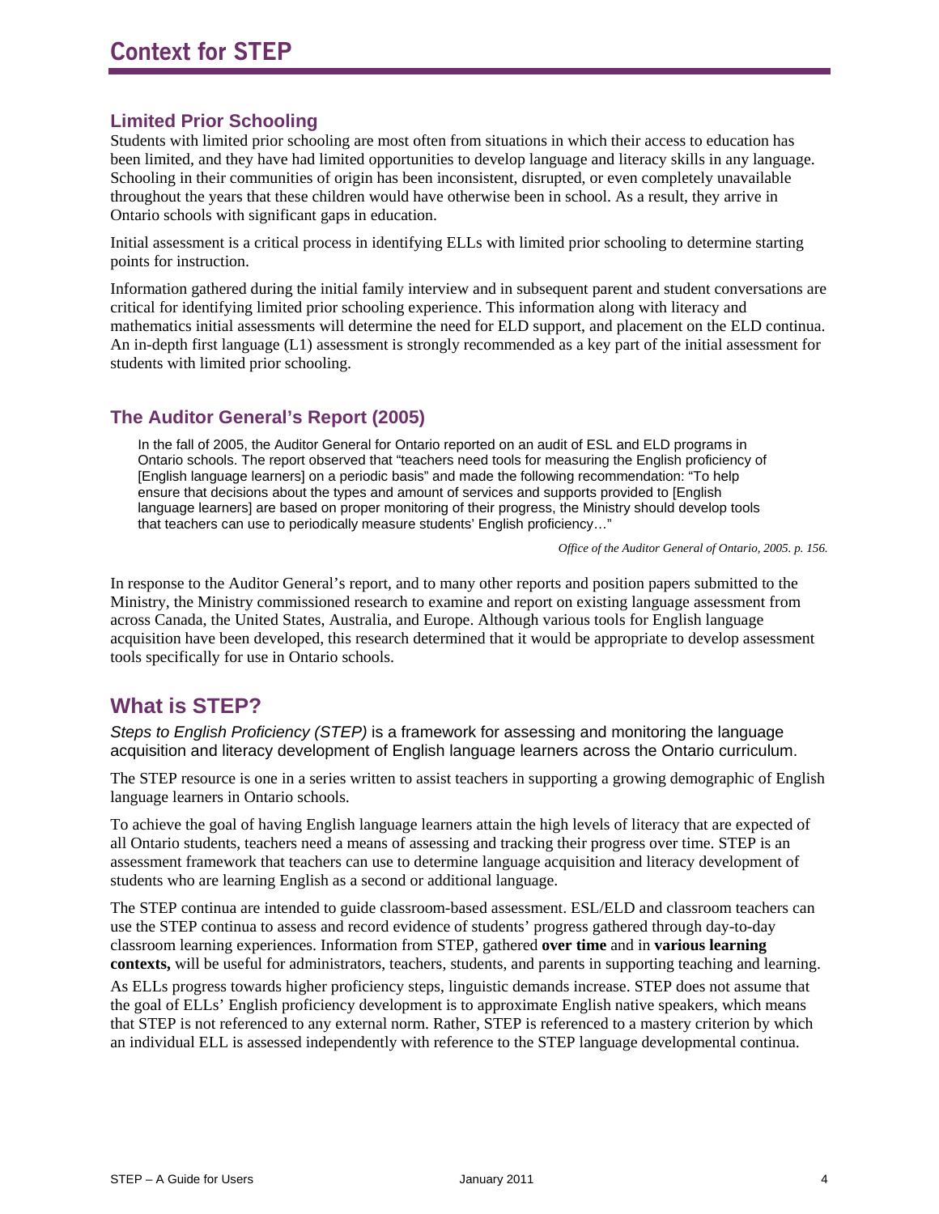# Context for STEP

### Limited Prior Schooling

Students with limited prior schooling are most often from situations in which their access to education has been limited, and they have had limited opportunities to develop language and literacy skills in any language. Schooling in their communities of origin has been inconsistent, disrupted, or even completely unavailable throughout the years that these children would have otherwise been in school. As a result, they arrive in Ontario schools with significant gaps in education.

Initial assessment is a critical process in identifying ELLs with limited prior schooling to determine starting points for instruction.

Information gathered during the initial family interview and in subsequent parent and student conversations are critical for identifying limited prior schooling experience. This information along with literacy and mathematics initial assessments will determine the need for ELD support, and placement on the ELD continua. An in-depth first language (L1) assessment is strongly recommended as a key part of the initial assessment for students with limited prior schooling.

### The Auditor General's Report (2005)

> In the fall of 2005, the Auditor General for Ontario reported on an audit of ESL and ELD programs in Ontario schools. The report observed that "teachers need tools for measuring the English proficiency of [English language learners] on a periodic basis" and made the following recommendation: "To help ensure that decisions about the types and amount of services and supports provided to [English language learners] are based on proper monitoring of their progress, the Ministry should develop tools that teachers can use to periodically measure students' English proficiency…"
>
> *Office of the Auditor General of Ontario, 2005. p. 156.*

In response to the Auditor General's report, and to many other reports and position papers submitted to the Ministry, the Ministry commissioned research to examine and report on existing language assessment from across Canada, the United States, Australia, and Europe. Although various tools for English language acquisition have been developed, this research determined that it would be appropriate to develop assessment tools specifically for use in Ontario schools.

## What is STEP?

*Steps to English Proficiency (STEP)* is a framework for assessing and monitoring the language acquisition and literacy development of English language learners across the Ontario curriculum.

The STEP resource is one in a series written to assist teachers in supporting a growing demographic of English language learners in Ontario schools.

To achieve the goal of having English language learners attain the high levels of literacy that are expected of all Ontario students, teachers need a means of assessing and tracking their progress over time. STEP is an assessment framework that teachers can use to determine language acquisition and literacy development of students who are learning English as a second or additional language.

The STEP continua are intended to guide classroom-based assessment. ESL/ELD and classroom teachers can use the STEP continua to assess and record evidence of students' progress gathered through day-to-day classroom learning experiences. Information from STEP, gathered **over time** and in **various learning contexts,** will be useful for administrators, teachers, students, and parents in supporting teaching and learning.

As ELLs progress towards higher proficiency steps, linguistic demands increase. STEP does not assume that the goal of ELLs' English proficiency development is to approximate English native speakers, which means that STEP is not referenced to any external norm. Rather, STEP is referenced to a mastery criterion by which an individual ELL is assessed independently with reference to the STEP language developmental continua.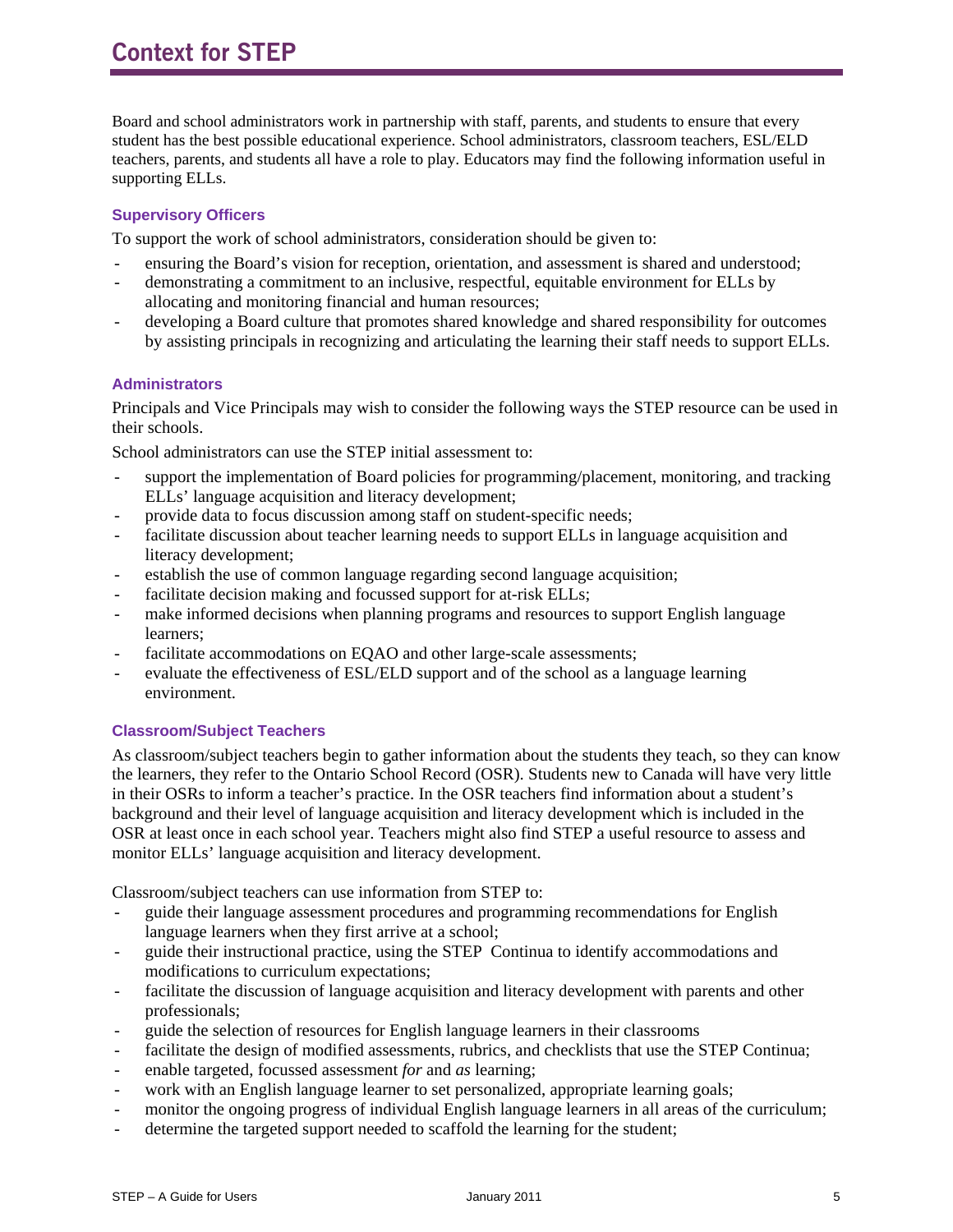# Context for STEP

Board and school administrators work in partnership with staff, parents, and students to ensure that every student has the best possible educational experience. School administrators, classroom teachers, ESL/ELD teachers, parents, and students all have a role to play. Educators may find the following information useful in supporting ELLs.

### Supervisory Officers

To support the work of school administrators, consideration should be given to:

- ensuring the Board's vision for reception, orientation, and assessment is shared and understood;
- demonstrating a commitment to an inclusive, respectful, equitable environment for ELLs by allocating and monitoring financial and human resources;
- developing a Board culture that promotes shared knowledge and shared responsibility for outcomes by assisting principals in recognizing and articulating the learning their staff needs to support ELLs.

### Administrators

Principals and Vice Principals may wish to consider the following ways the STEP resource can be used in their schools.

School administrators can use the STEP initial assessment to:

- support the implementation of Board policies for programming/placement, monitoring, and tracking ELLs' language acquisition and literacy development;
- provide data to focus discussion among staff on student-specific needs;
- facilitate discussion about teacher learning needs to support ELLs in language acquisition and literacy development;
- establish the use of common language regarding second language acquisition;
- facilitate decision making and focussed support for at-risk ELLs;
- make informed decisions when planning programs and resources to support English language learners;
- facilitate accommodations on EQAO and other large-scale assessments;
- evaluate the effectiveness of ESL/ELD support and of the school as a language learning environment.

### Classroom/Subject Teachers

As classroom/subject teachers begin to gather information about the students they teach, so they can know the learners, they refer to the Ontario School Record (OSR). Students new to Canada will have very little in their OSRs to inform a teacher's practice. In the OSR teachers find information about a student's background and their level of language acquisition and literacy development which is included in the OSR at least once in each school year. Teachers might also find STEP a useful resource to assess and monitor ELLs' language acquisition and literacy development.

Classroom/subject teachers can use information from STEP to:

- guide their language assessment procedures and programming recommendations for English language learners when they first arrive at a school;
- guide their instructional practice, using the STEP Continua to identify accommodations and modifications to curriculum expectations;
- facilitate the discussion of language acquisition and literacy development with parents and other professionals;
- guide the selection of resources for English language learners in their classrooms
- facilitate the design of modified assessments, rubrics, and checklists that use the STEP Continua;
- enable targeted, focussed assessment *for* and *as* learning;
- work with an English language learner to set personalized, appropriate learning goals;
- monitor the ongoing progress of individual English language learners in all areas of the curriculum;
- determine the targeted support needed to scaffold the learning for the student;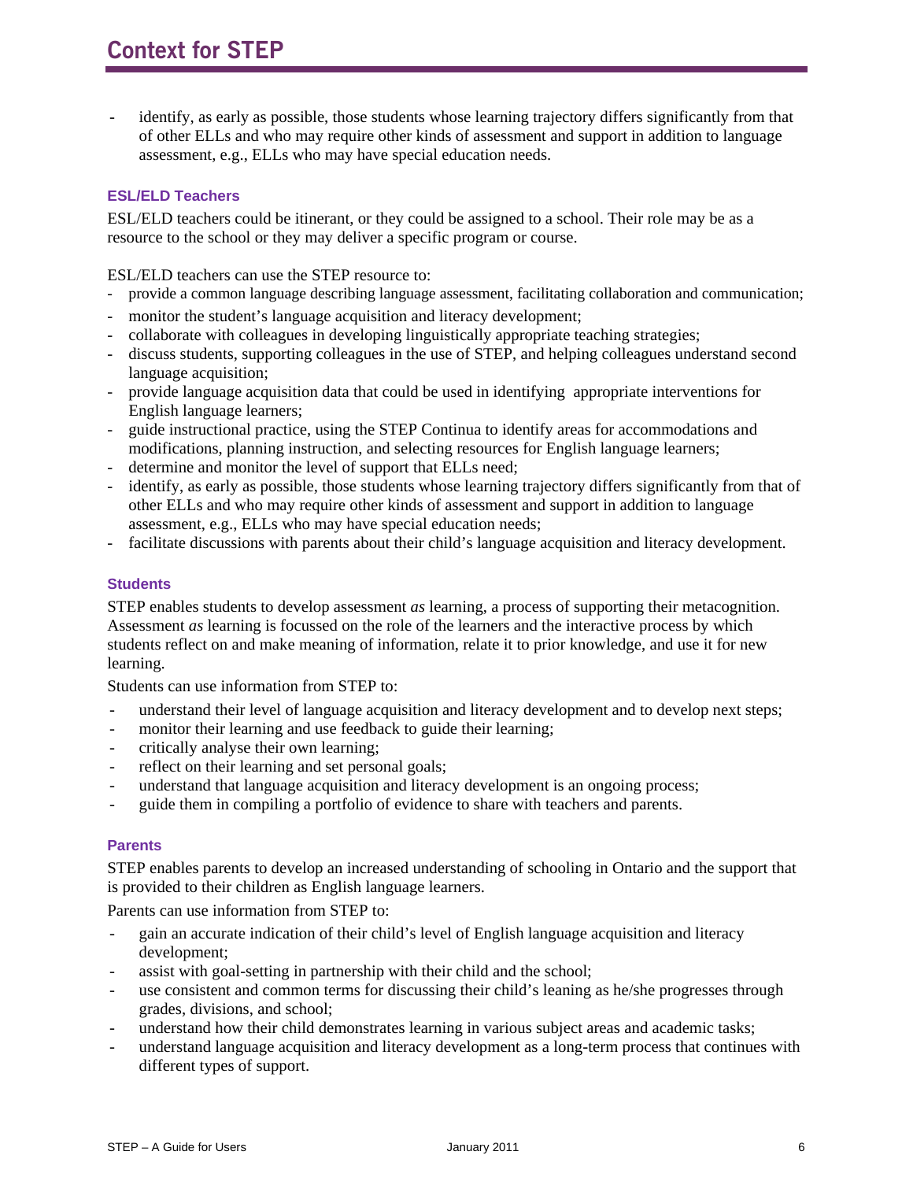# Context for STEP

- identify, as early as possible, those students whose learning trajectory differs significantly from that of other ELLs and who may require other kinds of assessment and support in addition to language assessment, e.g., ELLs who may have special education needs.

### ESL/ELD Teachers

ESL/ELD teachers could be itinerant, or they could be assigned to a school. Their role may be as a resource to the school or they may deliver a specific program or course.

ESL/ELD teachers can use the STEP resource to:

- provide a common language describing language assessment, facilitating collaboration and communication;
- monitor the student's language acquisition and literacy development;
- collaborate with colleagues in developing linguistically appropriate teaching strategies;
- discuss students, supporting colleagues in the use of STEP, and helping colleagues understand second language acquisition;
- provide language acquisition data that could be used in identifying appropriate interventions for English language learners;
- guide instructional practice, using the STEP Continua to identify areas for accommodations and modifications, planning instruction, and selecting resources for English language learners;
- determine and monitor the level of support that ELLs need;
- identify, as early as possible, those students whose learning trajectory differs significantly from that of other ELLs and who may require other kinds of assessment and support in addition to language assessment, e.g., ELLs who may have special education needs;
- facilitate discussions with parents about their child's language acquisition and literacy development.

### Students

STEP enables students to develop assessment *as* learning, a process of supporting their metacognition. Assessment *as* learning is focussed on the role of the learners and the interactive process by which students reflect on and make meaning of information, relate it to prior knowledge, and use it for new learning.

Students can use information from STEP to:

- understand their level of language acquisition and literacy development and to develop next steps;
- monitor their learning and use feedback to guide their learning;
- critically analyse their own learning;
- reflect on their learning and set personal goals;
- understand that language acquisition and literacy development is an ongoing process;
- guide them in compiling a portfolio of evidence to share with teachers and parents.

### Parents

STEP enables parents to develop an increased understanding of schooling in Ontario and the support that is provided to their children as English language learners.

Parents can use information from STEP to:

- gain an accurate indication of their child's level of English language acquisition and literacy development;
- assist with goal-setting in partnership with their child and the school;
- use consistent and common terms for discussing their child's leaning as he/she progresses through grades, divisions, and school;
- understand how their child demonstrates learning in various subject areas and academic tasks;
- understand language acquisition and literacy development as a long-term process that continues with different types of support.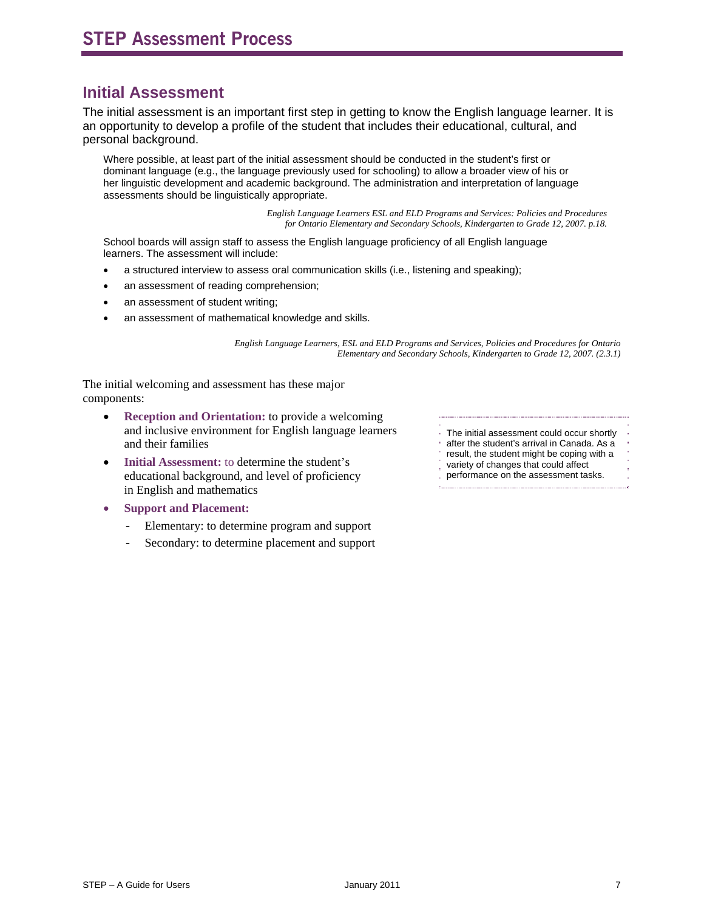# STEP Assessment Process

## Initial Assessment

The initial assessment is an important first step in getting to know the English language learner. It is an opportunity to develop a profile of the student that includes their educational, cultural, and personal background.

> Where possible, at least part of the initial assessment should be conducted in the student's first or dominant language (e.g., the language previously used for schooling) to allow a broader view of his or her linguistic development and academic background. The administration and interpretation of language assessments should be linguistically appropriate.
>
> *English Language Learners ESL and ELD Programs and Services: Policies and Procedures for Ontario Elementary and Secondary Schools, Kindergarten to Grade 12, 2007. p.18.*

> School boards will assign staff to assess the English language proficiency of all English language learners. The assessment will include:
>
> - a structured interview to assess oral communication skills (i.e., listening and speaking);
> - an assessment of reading comprehension;
> - an assessment of student writing;
> - an assessment of mathematical knowledge and skills.
>
> *English Language Learners, ESL and ELD Programs and Services, Policies and Procedures for Ontario Elementary and Secondary Schools, Kindergarten to Grade 12, 2007. (2.3.1)*

The initial welcoming and assessment has these major components:

- **Reception and Orientation:** to provide a welcoming and inclusive environment for English language learners and their families
- **Initial Assessment:** to determine the student's educational background, and level of proficiency in English and mathematics
- **Support and Placement:**
  - Elementary: to determine program and support
  - Secondary: to determine placement and support

> The initial assessment could occur shortly after the student's arrival in Canada. As a result, the student might be coping with a variety of changes that could affect performance on the assessment tasks.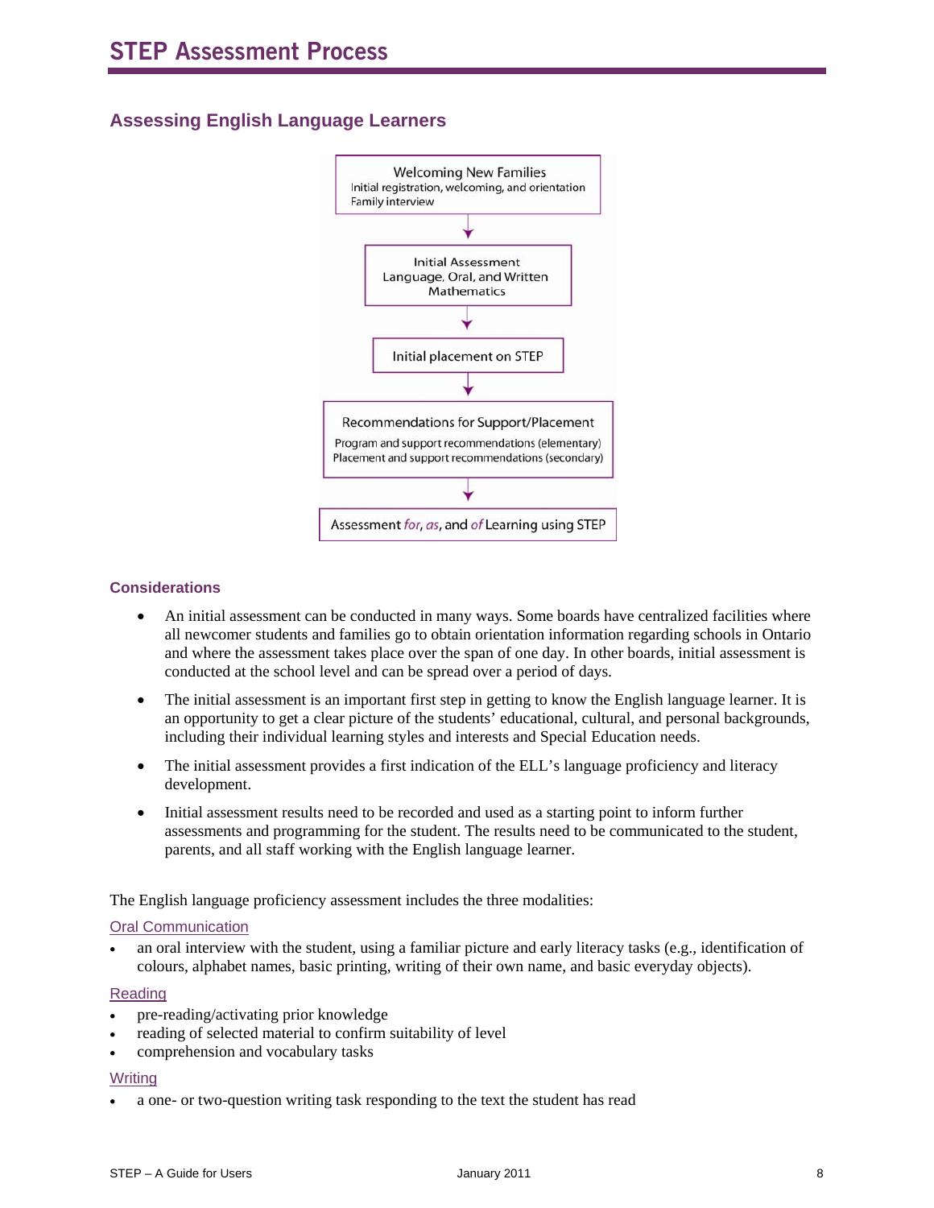# STEP Assessment Process

## Assessing English Language Learners

Welcoming New Families
Initial registration, welcoming, and orientation
Family interview

↓

Initial Assessment
Language, Oral, and Written
Mathematics

↓

Initial placement on STEP

↓

Recommendations for Support/Placement
Program and support recommendations (elementary)
Placement and support recommendations (secondary)

↓

Assessment *for*, *as*, and *of* Learning using STEP

### Considerations

- An initial assessment can be conducted in many ways. Some boards have centralized facilities where all newcomer students and families go to obtain orientation information regarding schools in Ontario and where the assessment takes place over the span of one day. In other boards, initial assessment is conducted at the school level and can be spread over a period of days.
- The initial assessment is an important first step in getting to know the English language learner. It is an opportunity to get a clear picture of the students' educational, cultural, and personal backgrounds, including their individual learning styles and interests and Special Education needs.
- The initial assessment provides a first indication of the ELL's language proficiency and literacy development.
- Initial assessment results need to be recorded and used as a starting point to inform further assessments and programming for the student. The results need to be communicated to the student, parents, and all staff working with the English language learner.

The English language proficiency assessment includes the three modalities:

Oral Communication

- an oral interview with the student, using a familiar picture and early literacy tasks (e.g., identification of colours, alphabet names, basic printing, writing of their own name, and basic everyday objects).

Reading

- pre-reading/activating prior knowledge
- reading of selected material to confirm suitability of level
- comprehension and vocabulary tasks

Writing

- a one- or two-question writing task responding to the text the student has read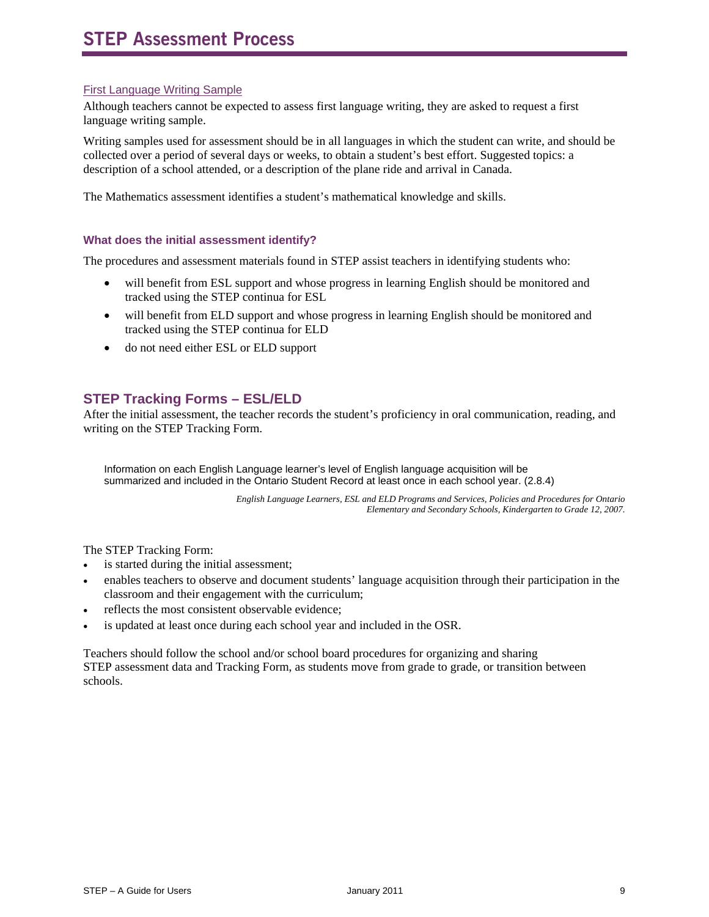# STEP Assessment Process

First Language Writing Sample

Although teachers cannot be expected to assess first language writing, they are asked to request a first language writing sample.

Writing samples used for assessment should be in all languages in which the student can write, and should be collected over a period of several days or weeks, to obtain a student's best effort. Suggested topics: a description of a school attended, or a description of the plane ride and arrival in Canada.

The Mathematics assessment identifies a student's mathematical knowledge and skills.

### What does the initial assessment identify?

The procedures and assessment materials found in STEP assist teachers in identifying students who:

- will benefit from ESL support and whose progress in learning English should be monitored and tracked using the STEP continua for ESL
- will benefit from ELD support and whose progress in learning English should be monitored and tracked using the STEP continua for ELD
- do not need either ESL or ELD support

## STEP Tracking Forms – ESL/ELD

After the initial assessment, the teacher records the student's proficiency in oral communication, reading, and writing on the STEP Tracking Form.

> Information on each English Language learner's level of English language acquisition will be summarized and included in the Ontario Student Record at least once in each school year. (2.8.4)
>
> *English Language Learners, ESL and ELD Programs and Services, Policies and Procedures for Ontario Elementary and Secondary Schools, Kindergarten to Grade 12, 2007.*

The STEP Tracking Form:

- is started during the initial assessment;
- enables teachers to observe and document students' language acquisition through their participation in the classroom and their engagement with the curriculum;
- reflects the most consistent observable evidence;
- is updated at least once during each school year and included in the OSR.

Teachers should follow the school and/or school board procedures for organizing and sharing STEP assessment data and Tracking Form, as students move from grade to grade, or transition between schools.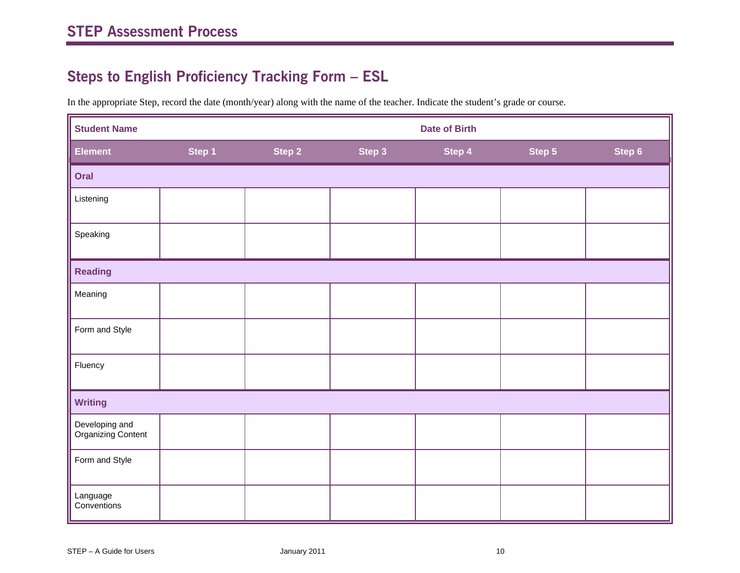# STEP Assessment Process

## Steps to English Proficiency Tracking Form – ESL

In the appropriate Step, record the date (month/year) along with the name of the teacher. Indicate the student's grade or course.

| **Student Name** | | | | **Date of Birth** | | |
|---|---|---|---|---|---|---|
| **Element** | **Step 1** | **Step 2** | **Step 3** | **Step 4** | **Step 5** | **Step 6** |
| **Oral** | | | | | | |
| Listening | | | | | | |
| Speaking | | | | | | |
| **Reading** | | | | | | |
| Meaning | | | | | | |
| Form and Style | | | | | | |
| Fluency | | | | | | |
| **Writing** | | | | | | |
| Developing and Organizing Content | | | | | | |
| Form and Style | | | | | | |
| Language Conventions | | | | | | |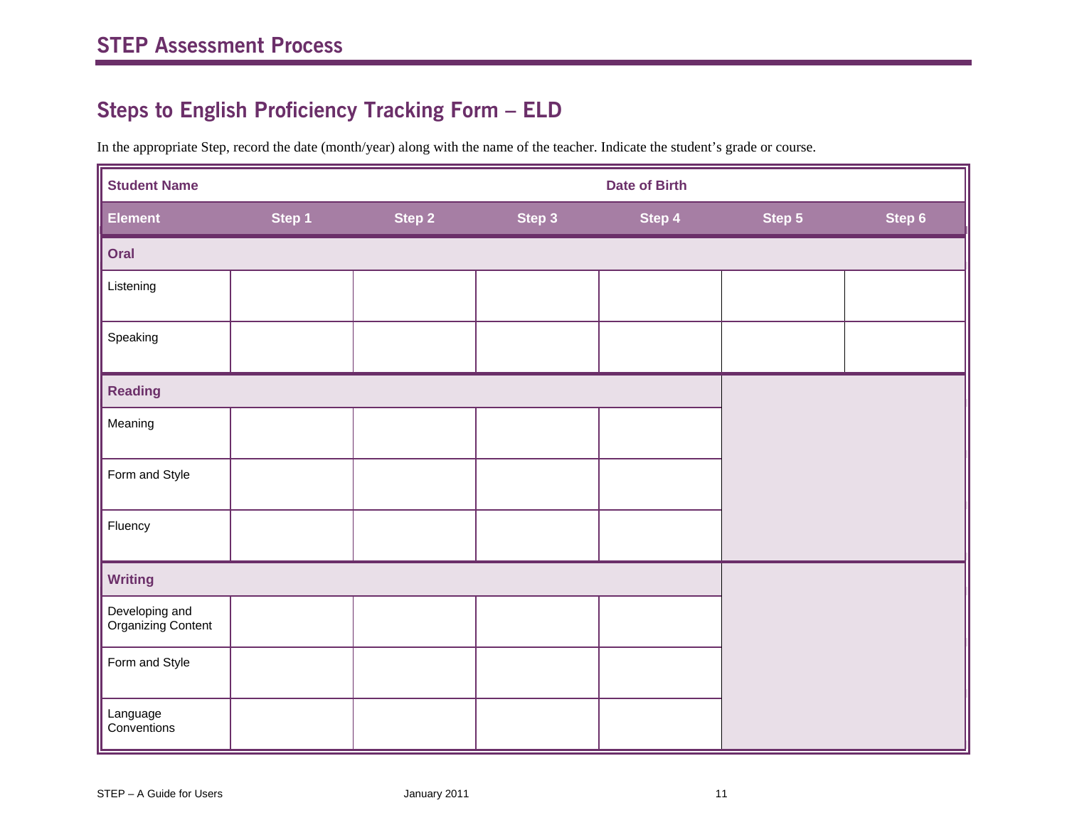# STEP Assessment Process

## Steps to English Proficiency Tracking Form – ELD

In the appropriate Step, record the date (month/year) along with the name of the teacher. Indicate the student's grade or course.

| **Student Name** | | | | **Date of Birth** | | |
|---|---|---|---|---|---|---|
| **Element** | **Step 1** | **Step 2** | **Step 3** | **Step 4** | **Step 5** | **Step 6** |
| **Oral** | | | | | | |
| Listening | | | | | | |
| Speaking | | | | | | |
| **Reading** | | | | | | |
| Meaning | | | | | | |
| Form and Style | | | | | | |
| Fluency | | | | | | |
| **Writing** | | | | | | |
| Developing and Organizing Content | | | | | | |
| Form and Style | | | | | | |
| Language Conventions | | | | | | |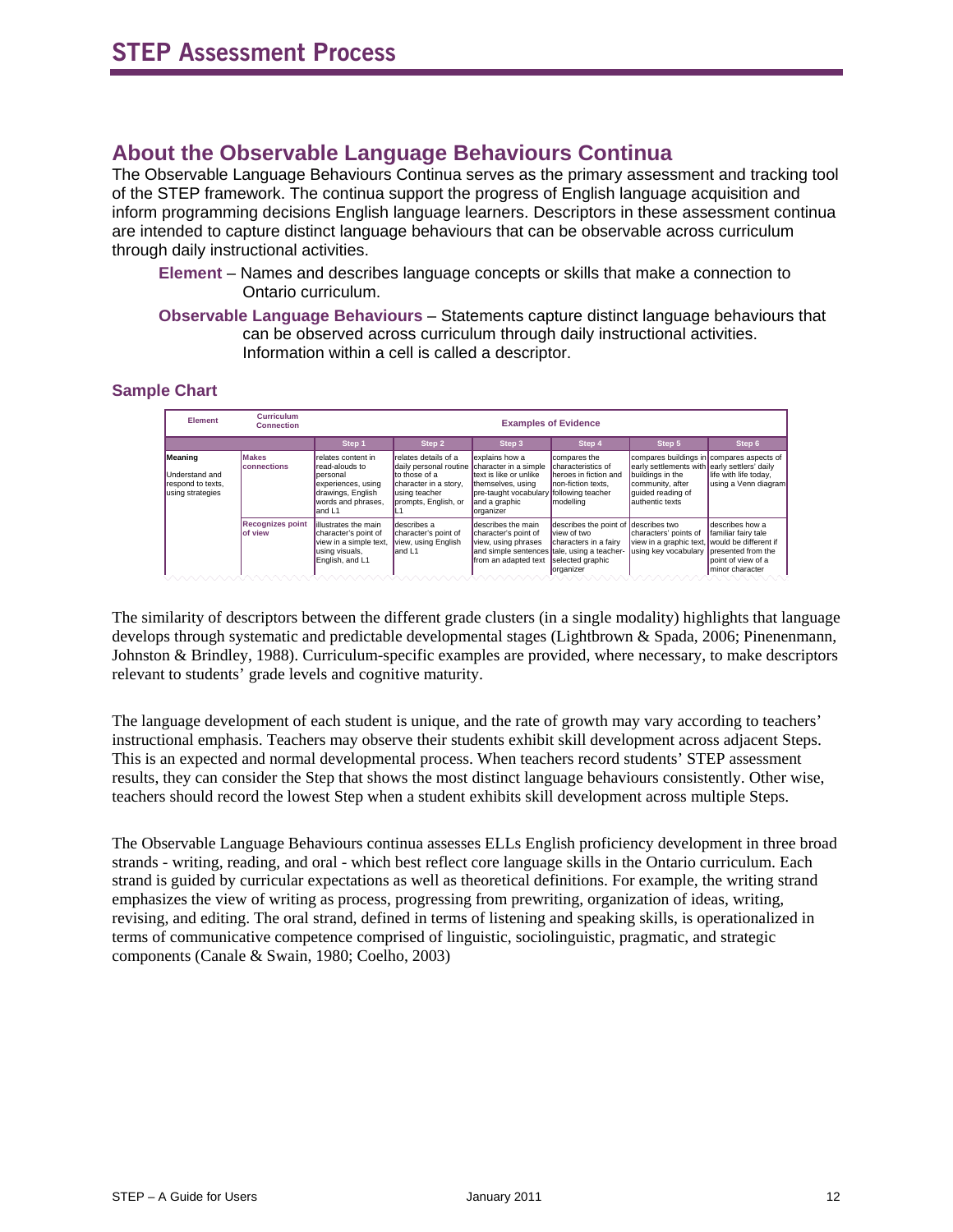# STEP Assessment Process

## About the Observable Language Behaviours Continua

The Observable Language Behaviours Continua serves as the primary assessment and tracking tool of the STEP framework. The continua support the progress of English language acquisition and inform programming decisions English language learners. Descriptors in these assessment continua are intended to capture distinct language behaviours that can be observable across curriculum through daily instructional activities.

**Element** – Names and describes language concepts or skills that make a connection to Ontario curriculum.

**Observable Language Behaviours** – Statements capture distinct language behaviours that can be observed across curriculum through daily instructional activities. Information within a cell is called a descriptor.

### Sample Chart

| Element | Curriculum Connection | Examples of Evidence | | | | | |
|---|---|---|---|---|---|---|---|
| | | Step 1 | Step 2 | Step 3 | Step 4 | Step 5 | Step 6 |
| **Meaning** Understand and respond to texts, using strategies | **Makes connections** | relates content in read-alouds to personal experiences, using drawings, English words and phrases, and L1 | relates details of a daily personal routine to those of a character in a story, using teacher prompts, English, or L1 | explains how a character in a simple text is like or unlike themselves, using pre-taught vocabulary and a graphic organizer | compares the characteristics of heroes in fiction and non-fiction texts, following teacher modelling | compares buildings in early settlements with buildings in the community, after guided reading of authentic texts | compares aspects of early settlers' daily life with life today, using a Venn diagram |
| | **Recognizes point of view** | illustrates the main character's point of view in a simple text, using visuals, English, and L1 | describes a character's point of view, using English and L1 | describes the main character's point of view, using phrases and simple sentences from an adapted text | describes the point of view of two characters in a fairy tale, using a teacher-selected graphic organizer | describes two characters' points of view in a graphic text, using key vocabulary | describes how a familiar fairy tale would be different if presented from the point of view of a minor character |

The similarity of descriptors between the different grade clusters (in a single modality) highlights that language develops through systematic and predictable developmental stages (Lightbrown & Spada, 2006; Pinenenmann, Johnston & Brindley, 1988). Curriculum-specific examples are provided, where necessary, to make descriptors relevant to students' grade levels and cognitive maturity.

The language development of each student is unique, and the rate of growth may vary according to teachers' instructional emphasis. Teachers may observe their students exhibit skill development across adjacent Steps. This is an expected and normal developmental process. When teachers record students' STEP assessment results, they can consider the Step that shows the most distinct language behaviours consistently. Other wise, teachers should record the lowest Step when a student exhibits skill development across multiple Steps.

The Observable Language Behaviours continua assesses ELLs English proficiency development in three broad strands - writing, reading, and oral - which best reflect core language skills in the Ontario curriculum. Each strand is guided by curricular expectations as well as theoretical definitions. For example, the writing strand emphasizes the view of writing as process, progressing from prewriting, organization of ideas, writing, revising, and editing. The oral strand, defined in terms of listening and speaking skills, is operationalized in terms of communicative competence comprised of linguistic, sociolinguistic, pragmatic, and strategic components (Canale & Swain, 1980; Coelho, 2003)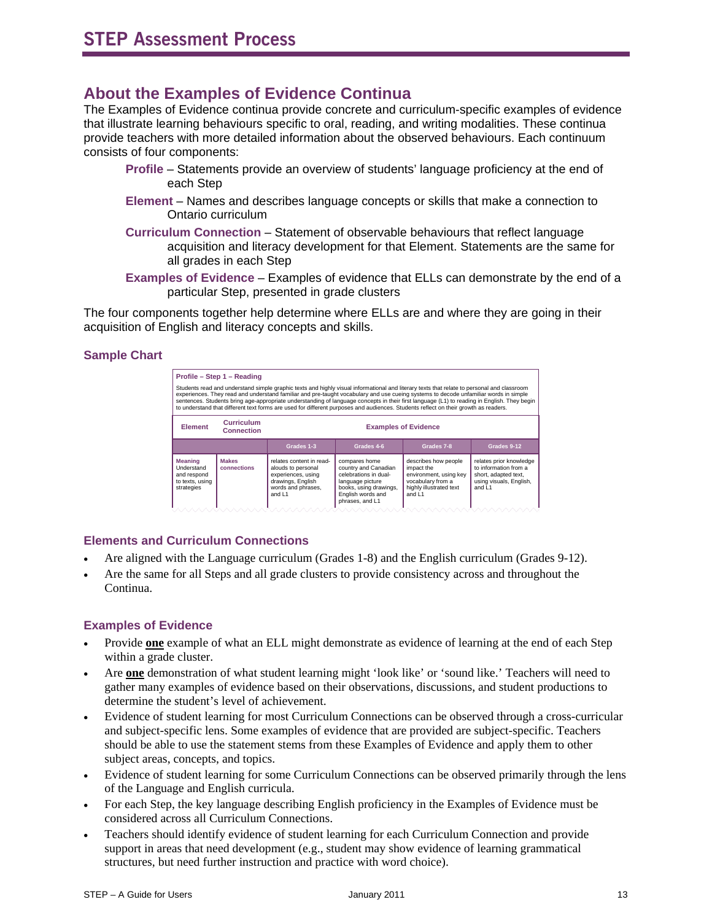# STEP Assessment Process

## About the Examples of Evidence Continua

The Examples of Evidence continua provide concrete and curriculum-specific examples of evidence that illustrate learning behaviours specific to oral, reading, and writing modalities. These continua provide teachers with more detailed information about the observed behaviours. Each continuum consists of four components:

- **Profile** – Statements provide an overview of students' language proficiency at the end of each Step
- **Element** – Names and describes language concepts or skills that make a connection to Ontario curriculum
- **Curriculum Connection** – Statement of observable behaviours that reflect language acquisition and literacy development for that Element. Statements are the same for all grades in each Step
- **Examples of Evidence** – Examples of evidence that ELLs can demonstrate by the end of a particular Step, presented in grade clusters

The four components together help determine where ELLs are and where they are going in their acquisition of English and literacy concepts and skills.

### Sample Chart

**Profile – Step 1 – Reading**

Students read and understand simple graphic texts and highly visual informational and literary texts that relate to personal and classroom experiences. They read and understand familiar and pre-taught vocabulary and use cueing systems to decode unfamiliar words in simple sentences. Students bring age-appropriate understanding of language concepts in their first language (L1) to reading in English. They begin to understand that different text forms are used for different purposes and audiences. Students reflect on their growth as readers.

| Element | Curriculum Connection | Examples of Evidence | | | |
|---|---|---|---|---|---|
| | | Grades 1-3 | Grades 4-6 | Grades 7-8 | Grades 9-12 |
| **Meaning** Understand and respond to texts, using strategies | **Makes connections** | relates content in read-alouds to personal experiences, using drawings, English words and phrases, and L1 | compares home country and Canadian celebrations in dual-language picture books, using drawings, English words and phrases, and L1 | describes how people impact the environment, using key vocabulary from a highly illustrated text and L1 | relates prior knowledge to information from a short, adapted text, using visuals, English, and L1 |

### Elements and Curriculum Connections

- Are aligned with the Language curriculum (Grades 1-8) and the English curriculum (Grades 9-12).
- Are the same for all Steps and all grade clusters to provide consistency across and throughout the Continua.

### Examples of Evidence

- Provide **one** example of what an ELL might demonstrate as evidence of learning at the end of each Step within a grade cluster.
- Are **one** demonstration of what student learning might 'look like' or 'sound like.' Teachers will need to gather many examples of evidence based on their observations, discussions, and student productions to determine the student's level of achievement.
- Evidence of student learning for most Curriculum Connections can be observed through a cross-curricular and subject-specific lens. Some examples of evidence that are provided are subject-specific. Teachers should be able to use the statement stems from these Examples of Evidence and apply them to other subject areas, concepts, and topics.
- Evidence of student learning for some Curriculum Connections can be observed primarily through the lens of the Language and English curricula.
- For each Step, the key language describing English proficiency in the Examples of Evidence must be considered across all Curriculum Connections.
- Teachers should identify evidence of student learning for each Curriculum Connection and provide support in areas that need development (e.g., student may show evidence of learning grammatical structures, but need further instruction and practice with word choice).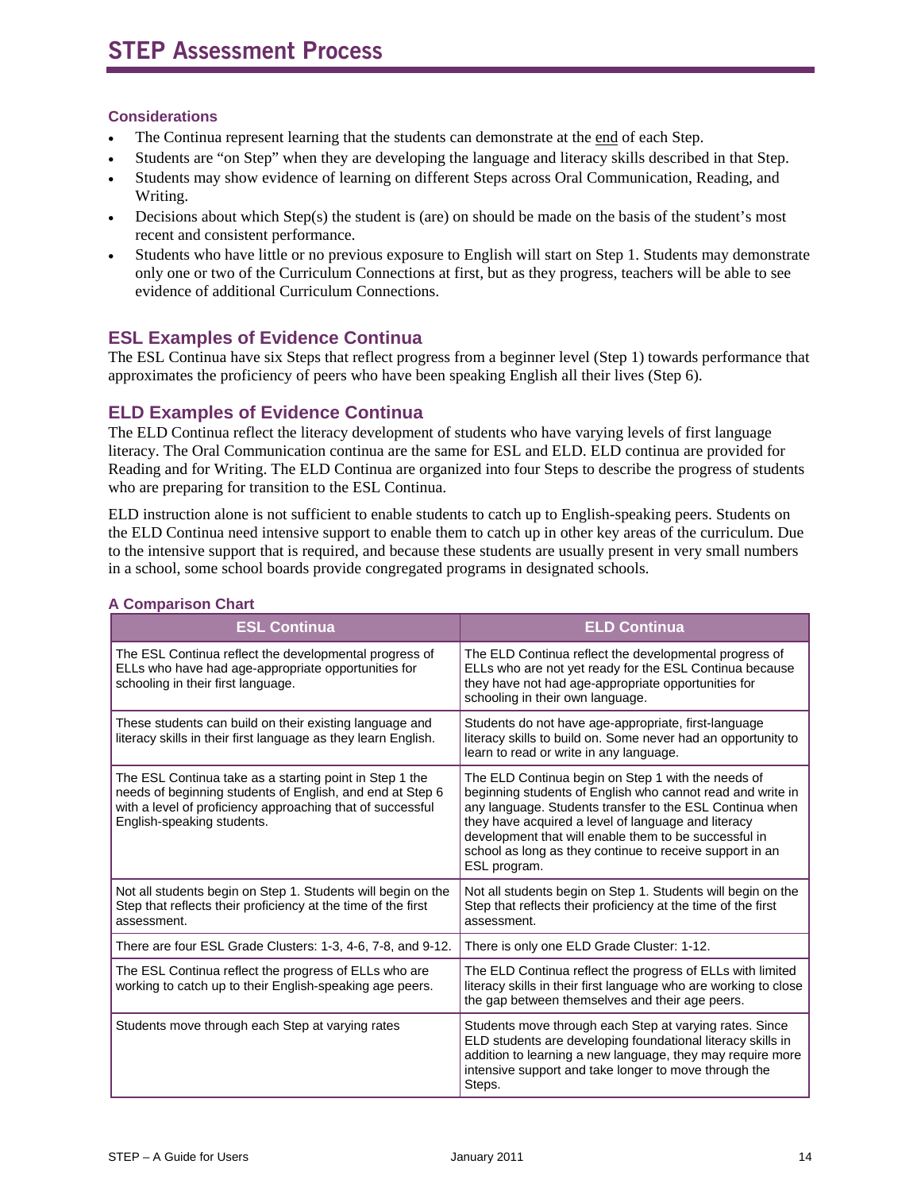# STEP Assessment Process

### Considerations

- The Continua represent learning that the students can demonstrate at the end of each Step.
- Students are "on Step" when they are developing the language and literacy skills described in that Step.
- Students may show evidence of learning on different Steps across Oral Communication, Reading, and Writing.
- Decisions about which Step(s) the student is (are) on should be made on the basis of the student's most recent and consistent performance.
- Students who have little or no previous exposure to English will start on Step 1. Students may demonstrate only one or two of the Curriculum Connections at first, but as they progress, teachers will be able to see evidence of additional Curriculum Connections.

## ESL Examples of Evidence Continua

The ESL Continua have six Steps that reflect progress from a beginner level (Step 1) towards performance that approximates the proficiency of peers who have been speaking English all their lives (Step 6).

## ELD Examples of Evidence Continua

The ELD Continua reflect the literacy development of students who have varying levels of first language literacy. The Oral Communication continua are the same for ESL and ELD. ELD continua are provided for Reading and for Writing. The ELD Continua are organized into four Steps to describe the progress of students who are preparing for transition to the ESL Continua.

ELD instruction alone is not sufficient to enable students to catch up to English-speaking peers. Students on the ELD Continua need intensive support to enable them to catch up in other key areas of the curriculum. Due to the intensive support that is required, and because these students are usually present in very small numbers in a school, some school boards provide congregated programs in designated schools.

### A Comparison Chart

| ESL Continua | ELD Continua |
|---|---|
| The ESL Continua reflect the developmental progress of ELLs who have had age-appropriate opportunities for schooling in their first language. | The ELD Continua reflect the developmental progress of ELLs who are not yet ready for the ESL Continua because they have not had age-appropriate opportunities for schooling in their own language. |
| These students can build on their existing language and literacy skills in their first language as they learn English. | Students do not have age-appropriate, first-language literacy skills to build on. Some never had an opportunity to learn to read or write in any language. |
| The ESL Continua take as a starting point in Step 1 the needs of beginning students of English, and end at Step 6 with a level of proficiency approaching that of successful English-speaking students. | The ELD Continua begin on Step 1 with the needs of beginning students of English who cannot read and write in any language. Students transfer to the ESL Continua when they have acquired a level of language and literacy development that will enable them to be successful in school as long as they continue to receive support in an ESL program. |
| Not all students begin on Step 1. Students will begin on the Step that reflects their proficiency at the time of the first assessment. | Not all students begin on Step 1. Students will begin on the Step that reflects their proficiency at the time of the first assessment. |
| There are four ESL Grade Clusters: 1-3, 4-6, 7-8, and 9-12. | There is only one ELD Grade Cluster: 1-12. |
| The ESL Continua reflect the progress of ELLs who are working to catch up to their English-speaking age peers. | The ELD Continua reflect the progress of ELLs with limited literacy skills in their first language who are working to close the gap between themselves and their age peers. |
| Students move through each Step at varying rates | Students move through each Step at varying rates. Since ELD students are developing foundational literacy skills in addition to learning a new language, they may require more intensive support and take longer to move through the Steps. |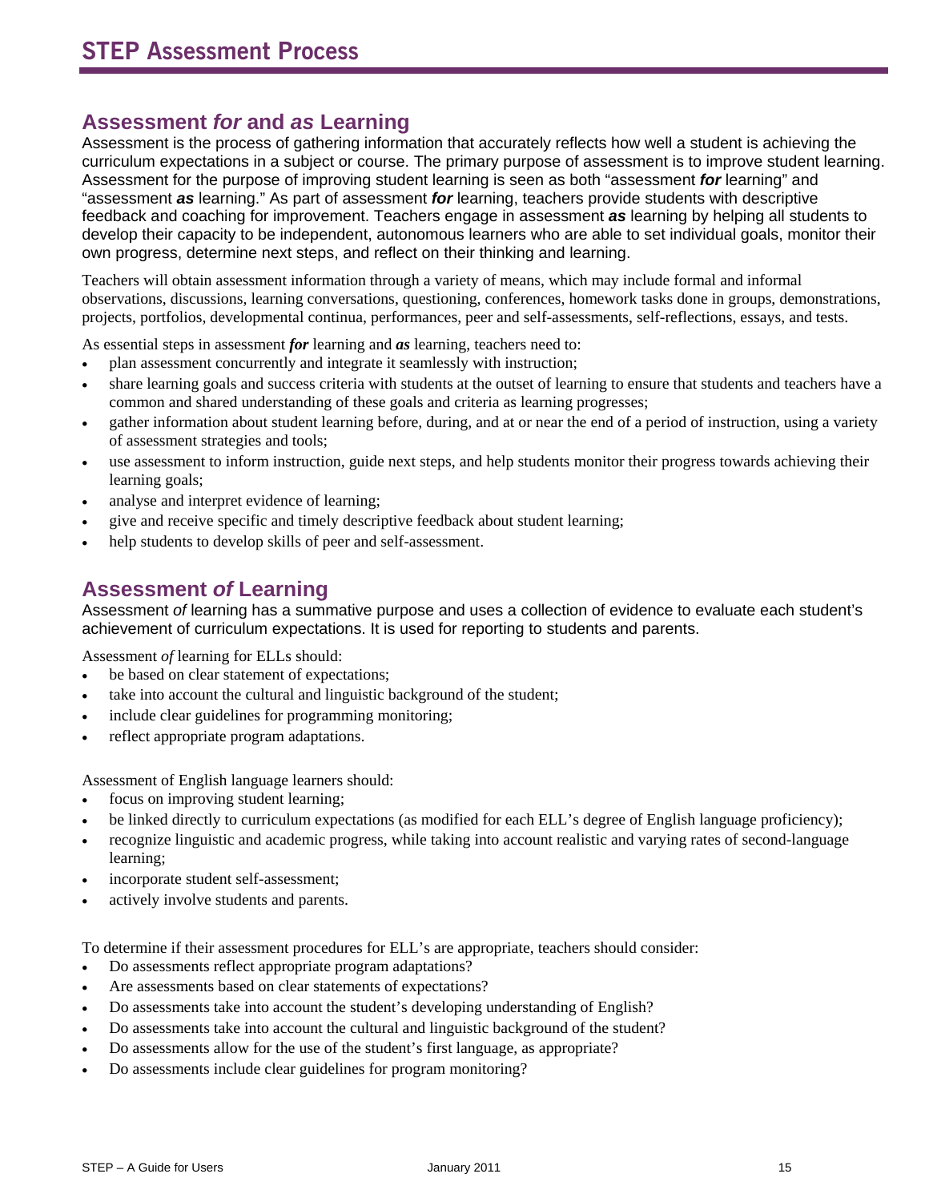# STEP Assessment Process

## Assessment *for* and *as* Learning

Assessment is the process of gathering information that accurately reflects how well a student is achieving the curriculum expectations in a subject or course. The primary purpose of assessment is to improve student learning. Assessment for the purpose of improving student learning is seen as both "assessment ***for*** learning" and "assessment ***as*** learning." As part of assessment ***for*** learning, teachers provide students with descriptive feedback and coaching for improvement. Teachers engage in assessment ***as*** learning by helping all students to develop their capacity to be independent, autonomous learners who are able to set individual goals, monitor their own progress, determine next steps, and reflect on their thinking and learning.

Teachers will obtain assessment information through a variety of means, which may include formal and informal observations, discussions, learning conversations, questioning, conferences, homework tasks done in groups, demonstrations, projects, portfolios, developmental continua, performances, peer and self-assessments, self-reflections, essays, and tests.

As essential steps in assessment ***for*** learning and ***as*** learning, teachers need to:

- plan assessment concurrently and integrate it seamlessly with instruction;
- share learning goals and success criteria with students at the outset of learning to ensure that students and teachers have a common and shared understanding of these goals and criteria as learning progresses;
- gather information about student learning before, during, and at or near the end of a period of instruction, using a variety of assessment strategies and tools;
- use assessment to inform instruction, guide next steps, and help students monitor their progress towards achieving their learning goals;
- analyse and interpret evidence of learning;
- give and receive specific and timely descriptive feedback about student learning;
- help students to develop skills of peer and self-assessment.

## Assessment *of* Learning

Assessment *of* learning has a summative purpose and uses a collection of evidence to evaluate each student's achievement of curriculum expectations. It is used for reporting to students and parents.

Assessment *of* learning for ELLs should:

- be based on clear statement of expectations;
- take into account the cultural and linguistic background of the student;
- include clear guidelines for programming monitoring;
- reflect appropriate program adaptations.

Assessment of English language learners should:

- focus on improving student learning;
- be linked directly to curriculum expectations (as modified for each ELL's degree of English language proficiency);
- recognize linguistic and academic progress, while taking into account realistic and varying rates of second-language learning;
- incorporate student self-assessment;
- actively involve students and parents.

To determine if their assessment procedures for ELL's are appropriate, teachers should consider:

- Do assessments reflect appropriate program adaptations?
- Are assessments based on clear statements of expectations?
- Do assessments take into account the student's developing understanding of English?
- Do assessments take into account the cultural and linguistic background of the student?
- Do assessments allow for the use of the student's first language, as appropriate?
- Do assessments include clear guidelines for program monitoring?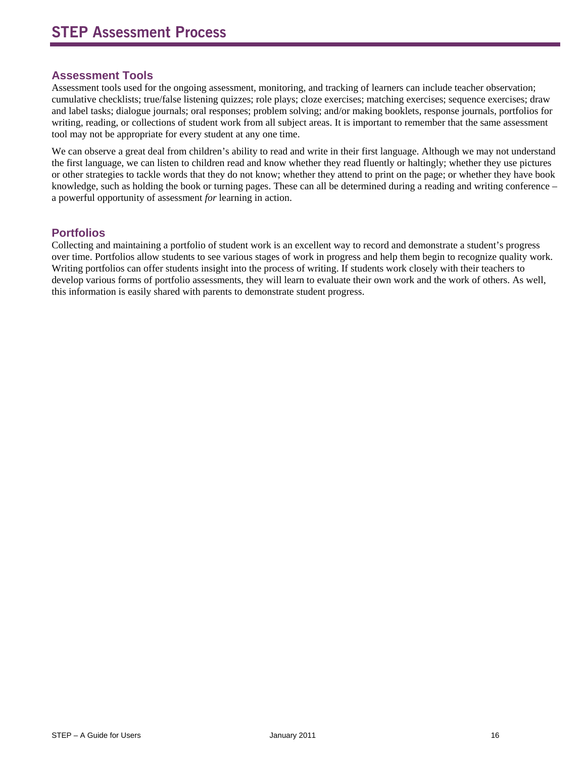# STEP Assessment Process

## Assessment Tools

Assessment tools used for the ongoing assessment, monitoring, and tracking of learners can include teacher observation; cumulative checklists; true/false listening quizzes; role plays; cloze exercises; matching exercises; sequence exercises; draw and label tasks; dialogue journals; oral responses; problem solving; and/or making booklets, response journals, portfolios for writing, reading, or collections of student work from all subject areas. It is important to remember that the same assessment tool may not be appropriate for every student at any one time.

We can observe a great deal from children's ability to read and write in their first language. Although we may not understand the first language, we can listen to children read and know whether they read fluently or haltingly; whether they use pictures or other strategies to tackle words that they do not know; whether they attend to print on the page; or whether they have book knowledge, such as holding the book or turning pages. These can all be determined during a reading and writing conference – a powerful opportunity of assessment *for* learning in action.

## Portfolios

Collecting and maintaining a portfolio of student work is an excellent way to record and demonstrate a student's progress over time. Portfolios allow students to see various stages of work in progress and help them begin to recognize quality work. Writing portfolios can offer students insight into the process of writing. If students work closely with their teachers to develop various forms of portfolio assessments, they will learn to evaluate their own work and the work of others. As well, this information is easily shared with parents to demonstrate student progress.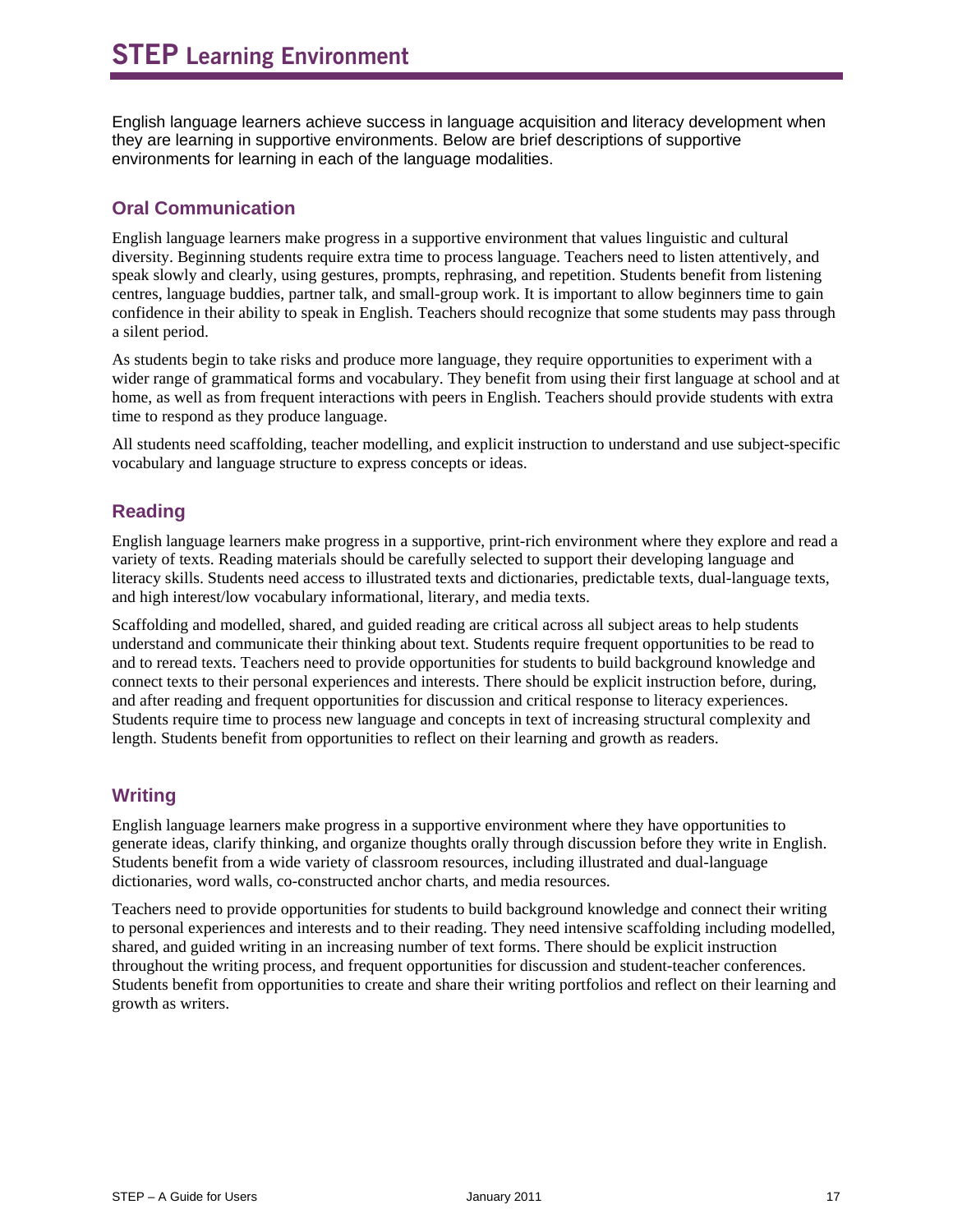# STEP Learning Environment

English language learners achieve success in language acquisition and literacy development when they are learning in supportive environments. Below are brief descriptions of supportive environments for learning in each of the language modalities.

## Oral Communication

English language learners make progress in a supportive environment that values linguistic and cultural diversity. Beginning students require extra time to process language. Teachers need to listen attentively, and speak slowly and clearly, using gestures, prompts, rephrasing, and repetition. Students benefit from listening centres, language buddies, partner talk, and small-group work. It is important to allow beginners time to gain confidence in their ability to speak in English. Teachers should recognize that some students may pass through a silent period.

As students begin to take risks and produce more language, they require opportunities to experiment with a wider range of grammatical forms and vocabulary. They benefit from using their first language at school and at home, as well as from frequent interactions with peers in English. Teachers should provide students with extra time to respond as they produce language.

All students need scaffolding, teacher modelling, and explicit instruction to understand and use subject-specific vocabulary and language structure to express concepts or ideas.

## Reading

English language learners make progress in a supportive, print-rich environment where they explore and read a variety of texts. Reading materials should be carefully selected to support their developing language and literacy skills. Students need access to illustrated texts and dictionaries, predictable texts, dual-language texts, and high interest/low vocabulary informational, literary, and media texts.

Scaffolding and modelled, shared, and guided reading are critical across all subject areas to help students understand and communicate their thinking about text. Students require frequent opportunities to be read to and to reread texts. Teachers need to provide opportunities for students to build background knowledge and connect texts to their personal experiences and interests. There should be explicit instruction before, during, and after reading and frequent opportunities for discussion and critical response to literacy experiences. Students require time to process new language and concepts in text of increasing structural complexity and length. Students benefit from opportunities to reflect on their learning and growth as readers.

## Writing

English language learners make progress in a supportive environment where they have opportunities to generate ideas, clarify thinking, and organize thoughts orally through discussion before they write in English. Students benefit from a wide variety of classroom resources, including illustrated and dual-language dictionaries, word walls, co-constructed anchor charts, and media resources.

Teachers need to provide opportunities for students to build background knowledge and connect their writing to personal experiences and interests and to their reading. They need intensive scaffolding including modelled, shared, and guided writing in an increasing number of text forms. There should be explicit instruction throughout the writing process, and frequent opportunities for discussion and student-teacher conferences. Students benefit from opportunities to create and share their writing portfolios and reflect on their learning and growth as writers.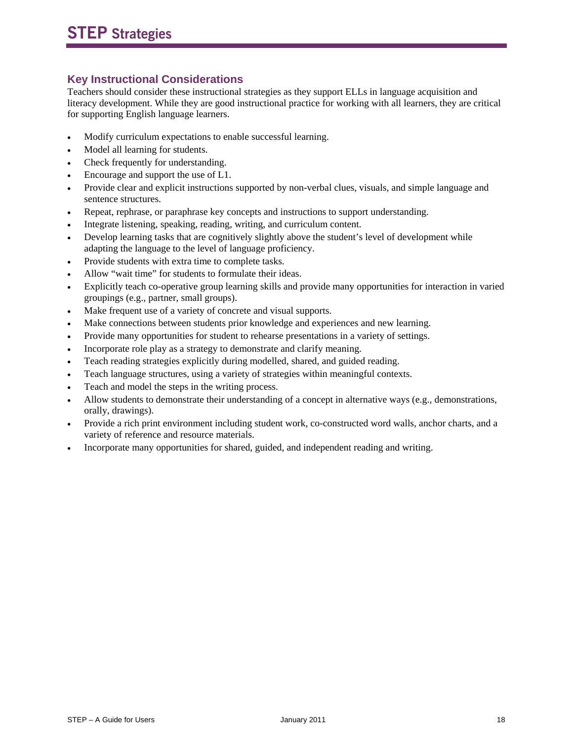# STEP Strategies

## Key Instructional Considerations

Teachers should consider these instructional strategies as they support ELLs in language acquisition and literacy development. While they are good instructional practice for working with all learners, they are critical for supporting English language learners.

- Modify curriculum expectations to enable successful learning.
- Model all learning for students.
- Check frequently for understanding.
- Encourage and support the use of L1.
- Provide clear and explicit instructions supported by non-verbal clues, visuals, and simple language and sentence structures.
- Repeat, rephrase, or paraphrase key concepts and instructions to support understanding.
- Integrate listening, speaking, reading, writing, and curriculum content.
- Develop learning tasks that are cognitively slightly above the student's level of development while adapting the language to the level of language proficiency.
- Provide students with extra time to complete tasks.
- Allow "wait time" for students to formulate their ideas.
- Explicitly teach co-operative group learning skills and provide many opportunities for interaction in varied groupings (e.g., partner, small groups).
- Make frequent use of a variety of concrete and visual supports.
- Make connections between students prior knowledge and experiences and new learning.
- Provide many opportunities for student to rehearse presentations in a variety of settings.
- Incorporate role play as a strategy to demonstrate and clarify meaning.
- Teach reading strategies explicitly during modelled, shared, and guided reading.
- Teach language structures, using a variety of strategies within meaningful contexts.
- Teach and model the steps in the writing process.
- Allow students to demonstrate their understanding of a concept in alternative ways (e.g., demonstrations, orally, drawings).
- Provide a rich print environment including student work, co-constructed word walls, anchor charts, and a variety of reference and resource materials.
- Incorporate many opportunities for shared, guided, and independent reading and writing.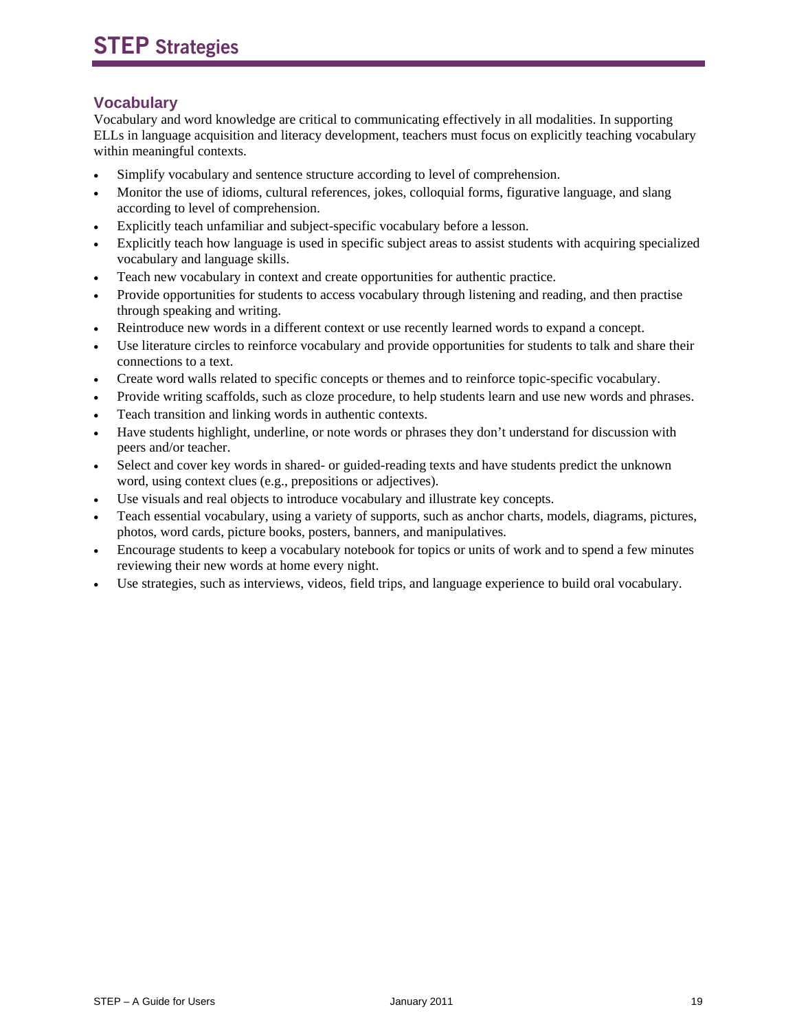# STEP Strategies

## Vocabulary

Vocabulary and word knowledge are critical to communicating effectively in all modalities. In supporting ELLs in language acquisition and literacy development, teachers must focus on explicitly teaching vocabulary within meaningful contexts.

- Simplify vocabulary and sentence structure according to level of comprehension.
- Monitor the use of idioms, cultural references, jokes, colloquial forms, figurative language, and slang according to level of comprehension.
- Explicitly teach unfamiliar and subject-specific vocabulary before a lesson.
- Explicitly teach how language is used in specific subject areas to assist students with acquiring specialized vocabulary and language skills.
- Teach new vocabulary in context and create opportunities for authentic practice.
- Provide opportunities for students to access vocabulary through listening and reading, and then practise through speaking and writing.
- Reintroduce new words in a different context or use recently learned words to expand a concept.
- Use literature circles to reinforce vocabulary and provide opportunities for students to talk and share their connections to a text.
- Create word walls related to specific concepts or themes and to reinforce topic-specific vocabulary.
- Provide writing scaffolds, such as cloze procedure, to help students learn and use new words and phrases.
- Teach transition and linking words in authentic contexts.
- Have students highlight, underline, or note words or phrases they don't understand for discussion with peers and/or teacher.
- Select and cover key words in shared- or guided-reading texts and have students predict the unknown word, using context clues (e.g., prepositions or adjectives).
- Use visuals and real objects to introduce vocabulary and illustrate key concepts.
- Teach essential vocabulary, using a variety of supports, such as anchor charts, models, diagrams, pictures, photos, word cards, picture books, posters, banners, and manipulatives.
- Encourage students to keep a vocabulary notebook for topics or units of work and to spend a few minutes reviewing their new words at home every night.
- Use strategies, such as interviews, videos, field trips, and language experience to build oral vocabulary.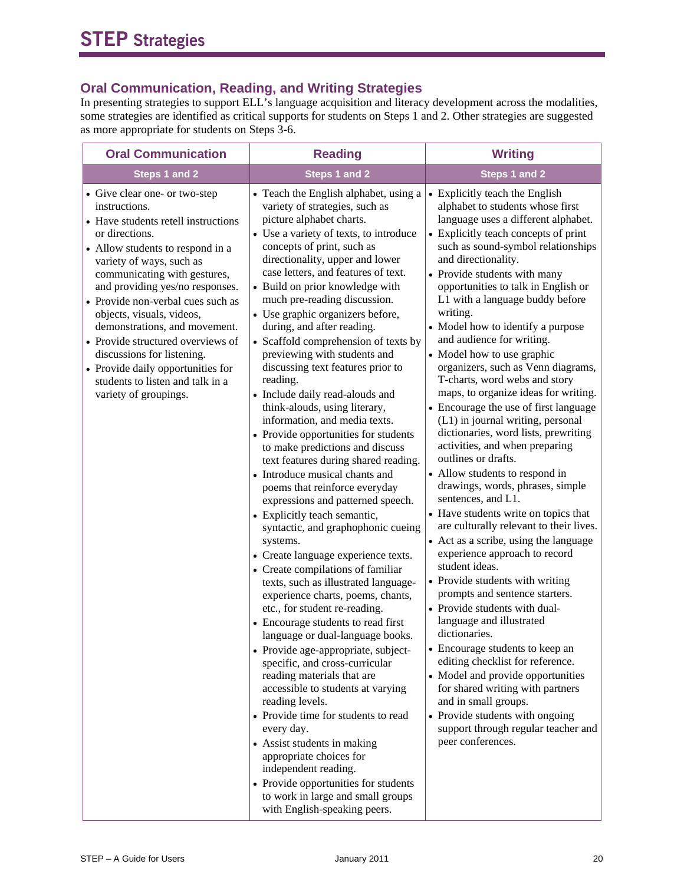# STEP Strategies

## Oral Communication, Reading, and Writing Strategies

In presenting strategies to support ELL's language acquisition and literacy development across the modalities, some strategies are identified as critical supports for students on Steps 1 and 2. Other strategies are suggested as more appropriate for students on Steps 3-6.

| Oral Communication | Reading | Writing |
|---|---|---|
| **Steps 1 and 2** | **Steps 1 and 2** | **Steps 1 and 2** |
| • Give clear one- or two-step instructions.<br>• Have students retell instructions or directions.<br>• Allow students to respond in a variety of ways, such as communicating with gestures, and providing yes/no responses.<br>• Provide non-verbal cues such as objects, visuals, videos, demonstrations, and movement.<br>• Provide structured overviews of discussions for listening.<br>• Provide daily opportunities for students to listen and talk in a variety of groupings. | • Teach the English alphabet, using a variety of strategies, such as picture alphabet charts.<br>• Use a variety of texts, to introduce concepts of print, such as directionality, upper and lower case letters, and features of text.<br>• Build on prior knowledge with much pre-reading discussion.<br>• Use graphic organizers before, during, and after reading.<br>• Scaffold comprehension of texts by previewing with students and discussing text features prior to reading.<br>• Include daily read-alouds and think-alouds, using literary, information, and media texts.<br>• Provide opportunities for students to make predictions and discuss text features during shared reading.<br>• Introduce musical chants and poems that reinforce everyday expressions and patterned speech.<br>• Explicitly teach semantic, syntactic, and graphophonic cueing systems.<br>• Create language experience texts.<br>• Create compilations of familiar texts, such as illustrated language-experience charts, poems, chants, etc., for student re-reading.<br>• Encourage students to read first language or dual-language books.<br>• Provide age-appropriate, subject-specific, and cross-curricular reading materials that are accessible to students at varying reading levels.<br>• Provide time for students to read every day.<br>• Assist students in making appropriate choices for independent reading.<br>• Provide opportunities for students to work in large and small groups with English-speaking peers. | • Explicitly teach the English alphabet to students whose first language uses a different alphabet.<br>• Explicitly teach concepts of print such as sound-symbol relationships and directionality.<br>• Provide students with many opportunities to talk in English or L1 with a language buddy before writing.<br>• Model how to identify a purpose and audience for writing.<br>• Model how to use graphic organizers, such as Venn diagrams, T-charts, word webs and story maps, to organize ideas for writing.<br>• Encourage the use of first language (L1) in journal writing, personal dictionaries, word lists, prewriting activities, and when preparing outlines or drafts.<br>• Allow students to respond in drawings, words, phrases, simple sentences, and L1.<br>• Have students write on topics that are culturally relevant to their lives.<br>• Act as a scribe, using the language experience approach to record student ideas.<br>• Provide students with writing prompts and sentence starters.<br>• Provide students with dual-language and illustrated dictionaries.<br>• Encourage students to keep an editing checklist for reference.<br>• Model and provide opportunities for shared writing with partners and in small groups.<br>• Provide students with ongoing support through regular teacher and peer conferences. |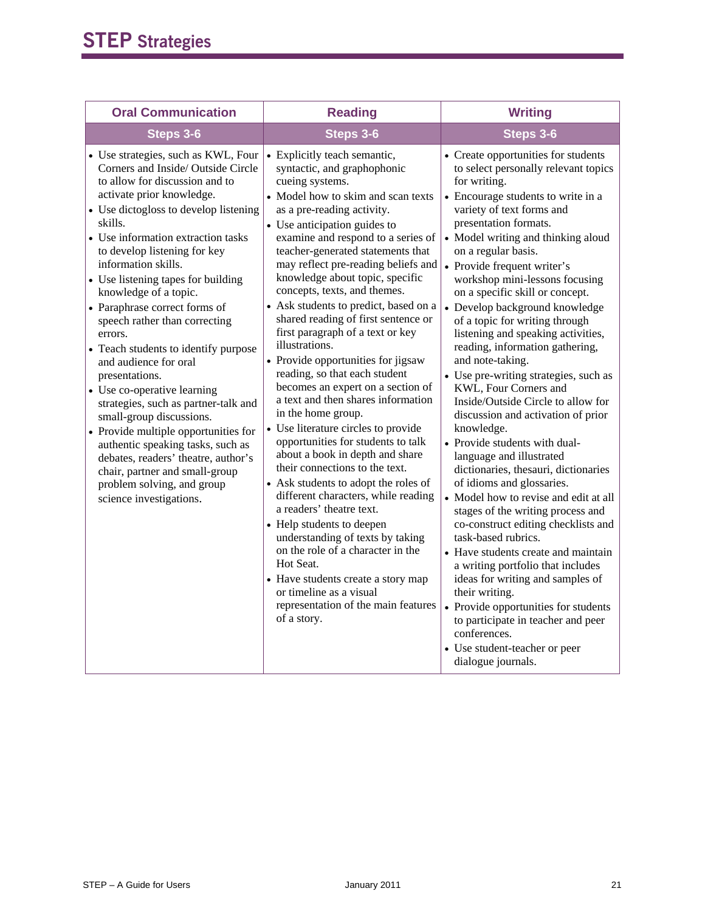# STEP Strategies

| Oral Communication | Reading | Writing |
|---|---|---|
| **Steps 3-6** | **Steps 3-6** | **Steps 3-6** |
| • Use strategies, such as KWL, Four Corners and Inside/ Outside Circle to allow for discussion and to activate prior knowledge.<br>• Use dictogloss to develop listening skills.<br>• Use information extraction tasks to develop listening for key information skills.<br>• Use listening tapes for building knowledge of a topic.<br>• Paraphrase correct forms of speech rather than correcting errors.<br>• Teach students to identify purpose and audience for oral presentations.<br>• Use co-operative learning strategies, such as partner-talk and small-group discussions.<br>• Provide multiple opportunities for authentic speaking tasks, such as debates, readers' theatre, author's chair, partner and small-group problem solving, and group science investigations. | • Explicitly teach semantic, syntactic, and graphophonic cueing systems.<br>• Model how to skim and scan texts as a pre-reading activity.<br>• Use anticipation guides to examine and respond to a series of teacher-generated statements that may reflect pre-reading beliefs and knowledge about topic, specific concepts, texts, and themes.<br>• Ask students to predict, based on a shared reading of first sentence or first paragraph of a text or key illustrations.<br>• Provide opportunities for jigsaw reading, so that each student becomes an expert on a section of a text and then shares information in the home group.<br>• Use literature circles to provide opportunities for students to talk about a book in depth and share their connections to the text.<br>• Ask students to adopt the roles of different characters, while reading a readers' theatre text.<br>• Help students to deepen understanding of texts by taking on the role of a character in the Hot Seat.<br>• Have students create a story map or timeline as a visual representation of the main features of a story. | • Create opportunities for students to select personally relevant topics for writing.<br>• Encourage students to write in a variety of text forms and presentation formats.<br>• Model writing and thinking aloud on a regular basis.<br>• Provide frequent writer's workshop mini-lessons focusing on a specific skill or concept.<br>• Develop background knowledge of a topic for writing through listening and speaking activities, reading, information gathering, and note-taking.<br>• Use pre-writing strategies, such as KWL, Four Corners and Inside/Outside Circle to allow for discussion and activation of prior knowledge.<br>• Provide students with dual-language and illustrated dictionaries, thesauri, dictionaries of idioms and glossaries.<br>• Model how to revise and edit at all stages of the writing process and co-construct editing checklists and task-based rubrics.<br>• Have students create and maintain a writing portfolio that includes ideas for writing and samples of their writing.<br>• Provide opportunities for students to participate in teacher and peer conferences.<br>• Use student-teacher or peer dialogue journals. |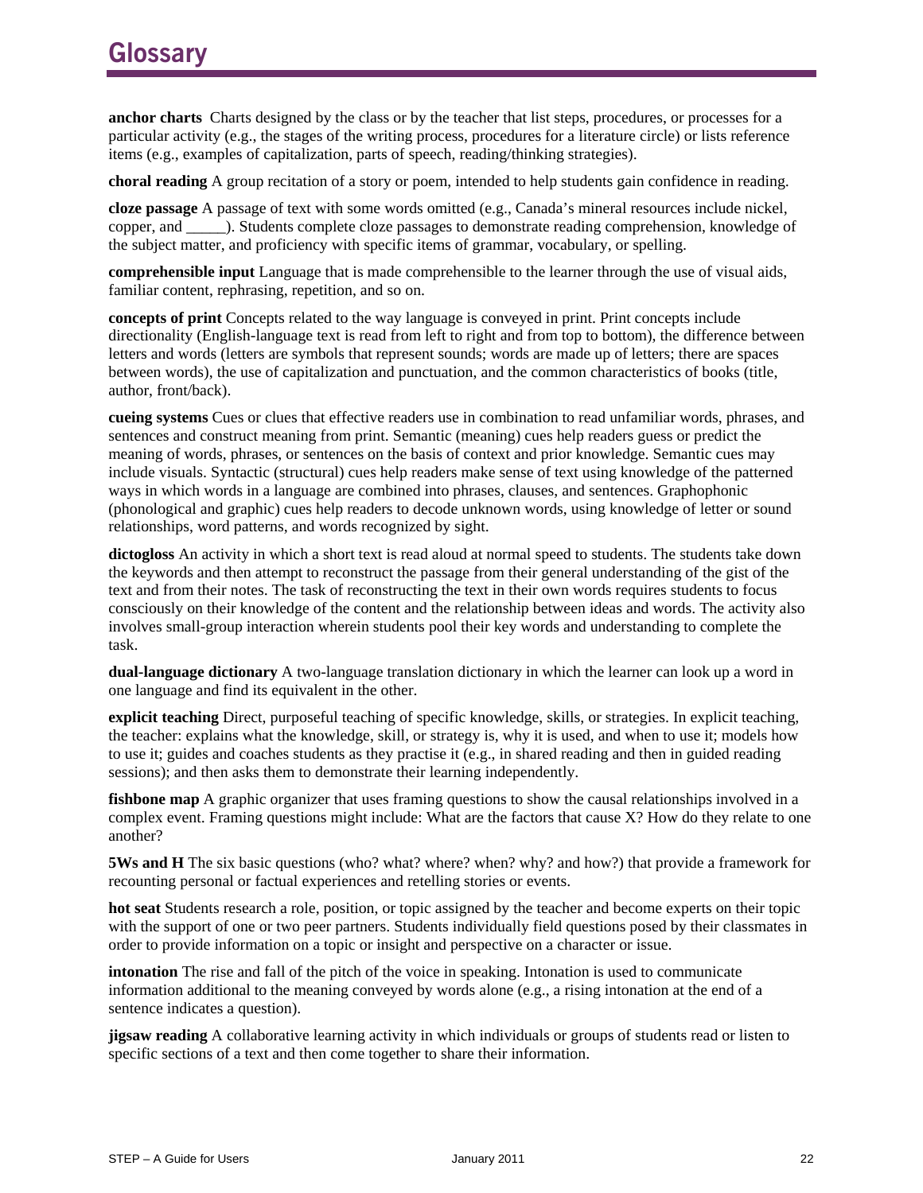# Glossary

**anchor charts** Charts designed by the class or by the teacher that list steps, procedures, or processes for a particular activity (e.g., the stages of the writing process, procedures for a literature circle) or lists reference items (e.g., examples of capitalization, parts of speech, reading/thinking strategies).

**choral reading** A group recitation of a story or poem, intended to help students gain confidence in reading.

**cloze passage** A passage of text with some words omitted (e.g., Canada's mineral resources include nickel, copper, and _____). Students complete cloze passages to demonstrate reading comprehension, knowledge of the subject matter, and proficiency with specific items of grammar, vocabulary, or spelling.

**comprehensible input** Language that is made comprehensible to the learner through the use of visual aids, familiar content, rephrasing, repetition, and so on.

**concepts of print** Concepts related to the way language is conveyed in print. Print concepts include directionality (English-language text is read from left to right and from top to bottom), the difference between letters and words (letters are symbols that represent sounds; words are made up of letters; there are spaces between words), the use of capitalization and punctuation, and the common characteristics of books (title, author, front/back).

**cueing systems** Cues or clues that effective readers use in combination to read unfamiliar words, phrases, and sentences and construct meaning from print. Semantic (meaning) cues help readers guess or predict the meaning of words, phrases, or sentences on the basis of context and prior knowledge. Semantic cues may include visuals. Syntactic (structural) cues help readers make sense of text using knowledge of the patterned ways in which words in a language are combined into phrases, clauses, and sentences. Graphophonic (phonological and graphic) cues help readers to decode unknown words, using knowledge of letter or sound relationships, word patterns, and words recognized by sight.

**dictogloss** An activity in which a short text is read aloud at normal speed to students. The students take down the keywords and then attempt to reconstruct the passage from their general understanding of the gist of the text and from their notes. The task of reconstructing the text in their own words requires students to focus consciously on their knowledge of the content and the relationship between ideas and words. The activity also involves small-group interaction wherein students pool their key words and understanding to complete the task.

**dual-language dictionary** A two-language translation dictionary in which the learner can look up a word in one language and find its equivalent in the other.

**explicit teaching** Direct, purposeful teaching of specific knowledge, skills, or strategies. In explicit teaching, the teacher: explains what the knowledge, skill, or strategy is, why it is used, and when to use it; models how to use it; guides and coaches students as they practise it (e.g., in shared reading and then in guided reading sessions); and then asks them to demonstrate their learning independently.

**fishbone map** A graphic organizer that uses framing questions to show the causal relationships involved in a complex event. Framing questions might include: What are the factors that cause X? How do they relate to one another?

**5Ws and H** The six basic questions (who? what? where? when? why? and how?) that provide a framework for recounting personal or factual experiences and retelling stories or events.

**hot seat** Students research a role, position, or topic assigned by the teacher and become experts on their topic with the support of one or two peer partners. Students individually field questions posed by their classmates in order to provide information on a topic or insight and perspective on a character or issue.

**intonation** The rise and fall of the pitch of the voice in speaking. Intonation is used to communicate information additional to the meaning conveyed by words alone (e.g., a rising intonation at the end of a sentence indicates a question).

**jigsaw reading** A collaborative learning activity in which individuals or groups of students read or listen to specific sections of a text and then come together to share their information.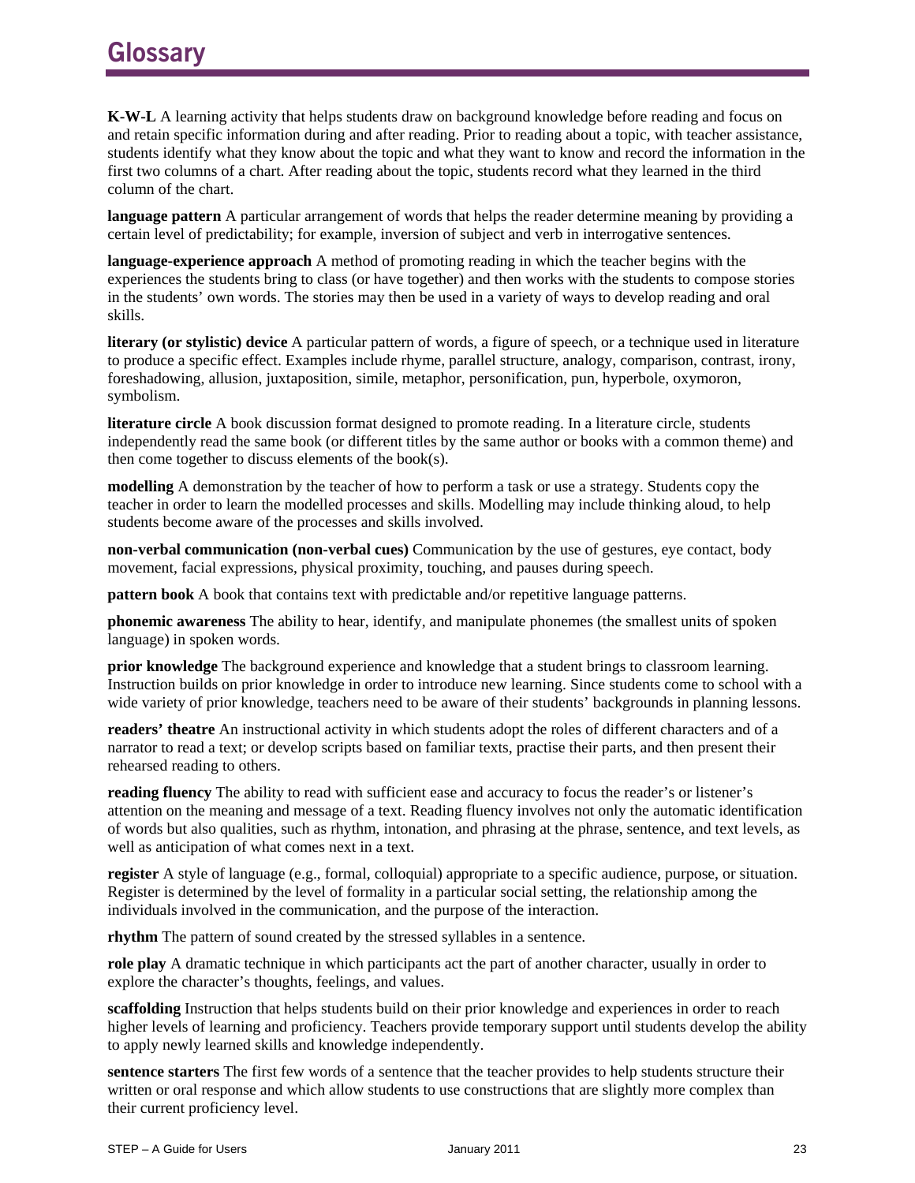# Glossary

**K-W-L** A learning activity that helps students draw on background knowledge before reading and focus on and retain specific information during and after reading. Prior to reading about a topic, with teacher assistance, students identify what they know about the topic and what they want to know and record the information in the first two columns of a chart. After reading about the topic, students record what they learned in the third column of the chart.

**language pattern** A particular arrangement of words that helps the reader determine meaning by providing a certain level of predictability; for example, inversion of subject and verb in interrogative sentences.

**language-experience approach** A method of promoting reading in which the teacher begins with the experiences the students bring to class (or have together) and then works with the students to compose stories in the students' own words. The stories may then be used in a variety of ways to develop reading and oral skills.

**literary (or stylistic) device** A particular pattern of words, a figure of speech, or a technique used in literature to produce a specific effect. Examples include rhyme, parallel structure, analogy, comparison, contrast, irony, foreshadowing, allusion, juxtaposition, simile, metaphor, personification, pun, hyperbole, oxymoron, symbolism.

**literature circle** A book discussion format designed to promote reading. In a literature circle, students independently read the same book (or different titles by the same author or books with a common theme) and then come together to discuss elements of the book(s).

**modelling** A demonstration by the teacher of how to perform a task or use a strategy. Students copy the teacher in order to learn the modelled processes and skills. Modelling may include thinking aloud, to help students become aware of the processes and skills involved.

**non-verbal communication (non-verbal cues)** Communication by the use of gestures, eye contact, body movement, facial expressions, physical proximity, touching, and pauses during speech.

**pattern book** A book that contains text with predictable and/or repetitive language patterns.

**phonemic awareness** The ability to hear, identify, and manipulate phonemes (the smallest units of spoken language) in spoken words.

**prior knowledge** The background experience and knowledge that a student brings to classroom learning. Instruction builds on prior knowledge in order to introduce new learning. Since students come to school with a wide variety of prior knowledge, teachers need to be aware of their students' backgrounds in planning lessons.

**readers' theatre** An instructional activity in which students adopt the roles of different characters and of a narrator to read a text; or develop scripts based on familiar texts, practise their parts, and then present their rehearsed reading to others.

**reading fluency** The ability to read with sufficient ease and accuracy to focus the reader's or listener's attention on the meaning and message of a text. Reading fluency involves not only the automatic identification of words but also qualities, such as rhythm, intonation, and phrasing at the phrase, sentence, and text levels, as well as anticipation of what comes next in a text.

**register** A style of language (e.g., formal, colloquial) appropriate to a specific audience, purpose, or situation. Register is determined by the level of formality in a particular social setting, the relationship among the individuals involved in the communication, and the purpose of the interaction.

**rhythm** The pattern of sound created by the stressed syllables in a sentence.

**role play** A dramatic technique in which participants act the part of another character, usually in order to explore the character's thoughts, feelings, and values.

**scaffolding** Instruction that helps students build on their prior knowledge and experiences in order to reach higher levels of learning and proficiency. Teachers provide temporary support until students develop the ability to apply newly learned skills and knowledge independently.

**sentence starters** The first few words of a sentence that the teacher provides to help students structure their written or oral response and which allow students to use constructions that are slightly more complex than their current proficiency level.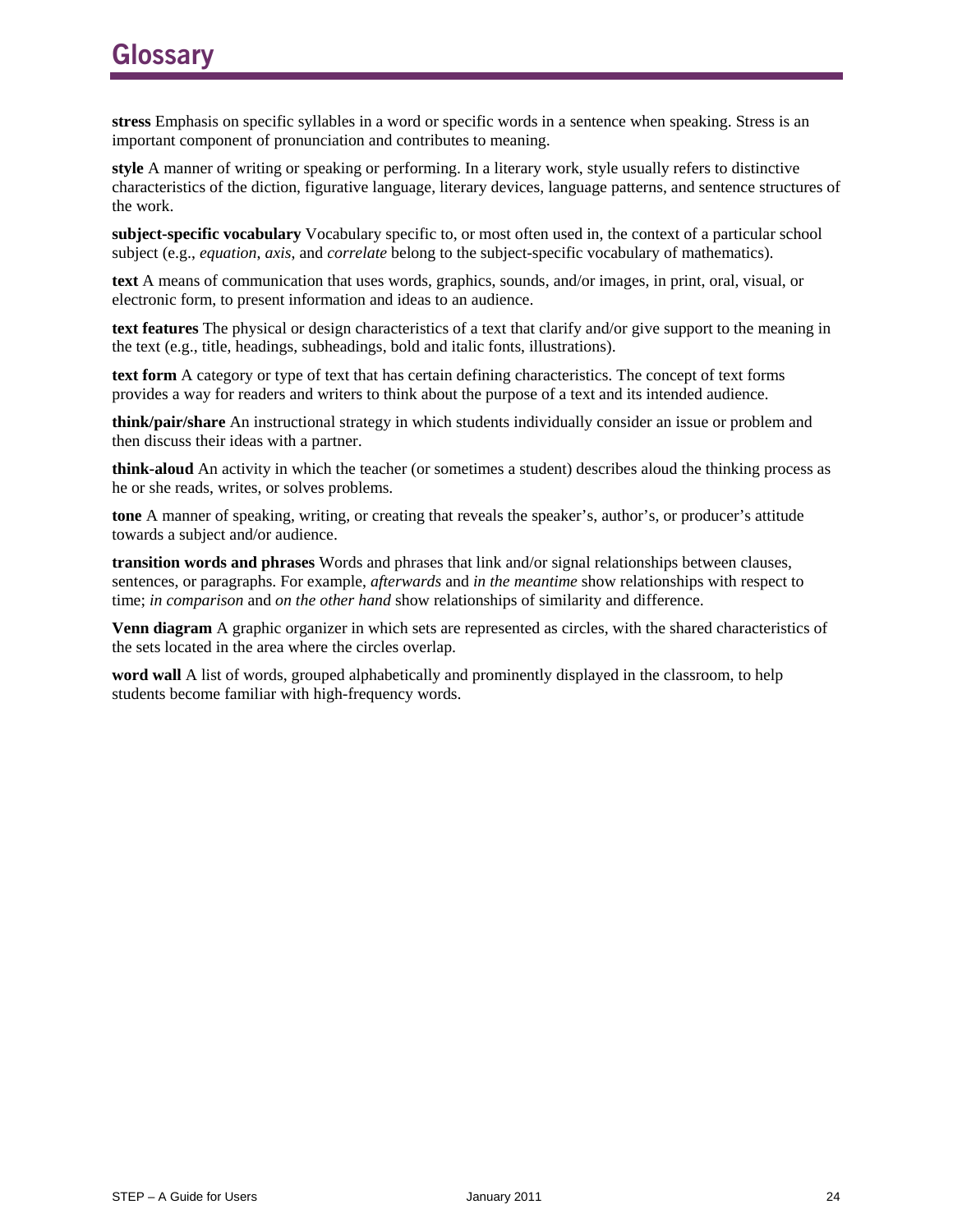# Glossary

**stress** Emphasis on specific syllables in a word or specific words in a sentence when speaking. Stress is an important component of pronunciation and contributes to meaning.

**style** A manner of writing or speaking or performing. In a literary work, style usually refers to distinctive characteristics of the diction, figurative language, literary devices, language patterns, and sentence structures of the work.

**subject-specific vocabulary** Vocabulary specific to, or most often used in, the context of a particular school subject (e.g., *equation*, *axis*, and *correlate* belong to the subject-specific vocabulary of mathematics).

**text** A means of communication that uses words, graphics, sounds, and/or images, in print, oral, visual, or electronic form, to present information and ideas to an audience.

**text features** The physical or design characteristics of a text that clarify and/or give support to the meaning in the text (e.g., title, headings, subheadings, bold and italic fonts, illustrations).

**text form** A category or type of text that has certain defining characteristics. The concept of text forms provides a way for readers and writers to think about the purpose of a text and its intended audience.

**think/pair/share** An instructional strategy in which students individually consider an issue or problem and then discuss their ideas with a partner.

**think-aloud** An activity in which the teacher (or sometimes a student) describes aloud the thinking process as he or she reads, writes, or solves problems.

**tone** A manner of speaking, writing, or creating that reveals the speaker's, author's, or producer's attitude towards a subject and/or audience.

**transition words and phrases** Words and phrases that link and/or signal relationships between clauses, sentences, or paragraphs. For example, *afterwards* and *in the meantime* show relationships with respect to time; *in comparison* and *on the other hand* show relationships of similarity and difference.

**Venn diagram** A graphic organizer in which sets are represented as circles, with the shared characteristics of the sets located in the area where the circles overlap.

**word wall** A list of words, grouped alphabetically and prominently displayed in the classroom, to help students become familiar with high-frequency words.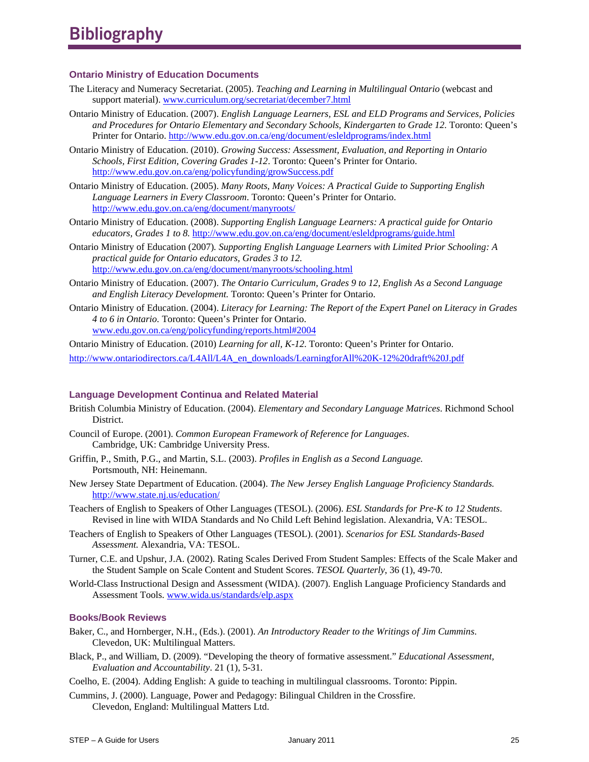# Bibliography

### Ontario Ministry of Education Documents

The Literacy and Numeracy Secretariat. (2005). *Teaching and Learning in Multilingual Ontario* (webcast and support material). www.curriculum.org/secretariat/december7.html

Ontario Ministry of Education. (2007). *English Language Learners, ESL and ELD Programs and Services, Policies and Procedures for Ontario Elementary and Secondary Schools, Kindergarten to Grade 12.* Toronto: Queen's Printer for Ontario. http://www.edu.gov.on.ca/eng/document/esleldprograms/index.html

Ontario Ministry of Education. (2010). *Growing Success: Assessment, Evaluation, and Reporting in Ontario Schools, First Edition, Covering Grades 1-12*. Toronto: Queen's Printer for Ontario. http://www.edu.gov.on.ca/eng/policyfunding/growSuccess.pdf

Ontario Ministry of Education. (2005). *Many Roots, Many Voices: A Practical Guide to Supporting English Language Learners in Every Classroom*. Toronto: Queen's Printer for Ontario. http://www.edu.gov.on.ca/eng/document/manyroots/

Ontario Ministry of Education. (2008). *Supporting English Language Learners: A practical guide for Ontario educators, Grades 1 to 8.* http://www.edu.gov.on.ca/eng/document/esleldprograms/guide.html

Ontario Ministry of Education (2007). *Supporting English Language Learners with Limited Prior Schooling: A practical guide for Ontario educators, Grades 3 to 12.* http://www.edu.gov.on.ca/eng/document/manyroots/schooling.html

Ontario Ministry of Education. (2007). *The Ontario Curriculum, Grades 9 to 12, English As a Second Language and English Literacy Development.* Toronto: Queen's Printer for Ontario.

Ontario Ministry of Education. (2004). *Literacy for Learning: The Report of the Expert Panel on Literacy in Grades 4 to 6 in Ontario.* Toronto: Queen's Printer for Ontario. www.edu.gov.on.ca/eng/policyfunding/reports.html#2004

Ontario Ministry of Education. (2010) *Learning for all, K-12.* Toronto: Queen's Printer for Ontario.

http://www.ontariodirectors.ca/L4All/L4A_en_downloads/LearningforAll%20K-12%20draft%20J.pdf

### Language Development Continua and Related Material

British Columbia Ministry of Education. (2004). *Elementary and Secondary Language Matrices*. Richmond School District.

Council of Europe. (2001). *Common European Framework of Reference for Languages*. Cambridge, UK: Cambridge University Press.

Griffin, P., Smith, P.G., and Martin, S.L. (2003). *Profiles in English as a Second Language.* Portsmouth, NH: Heinemann.

New Jersey State Department of Education. (2004). *The New Jersey English Language Proficiency Standards.* http://www.state.nj.us/education/

Teachers of English to Speakers of Other Languages (TESOL). (2006). *ESL Standards for Pre-K to 12 Students*. Revised in line with WIDA Standards and No Child Left Behind legislation. Alexandria, VA: TESOL.

Teachers of English to Speakers of Other Languages (TESOL). (2001). *Scenarios for ESL Standards-Based Assessment.* Alexandria, VA: TESOL.

Turner, C.E. and Upshur, J.A. (2002). Rating Scales Derived From Student Samples: Effects of the Scale Maker and the Student Sample on Scale Content and Student Scores. *TESOL Quarterly*, 36 (1), 49-70.

World-Class Instructional Design and Assessment (WIDA). (2007). English Language Proficiency Standards and Assessment Tools. www.wida.us/standards/elp.aspx

### Books/Book Reviews

Baker, C., and Hornberger, N.H., (Eds.). (2001). *An Introductory Reader to the Writings of Jim Cummins*. Clevedon, UK: Multilingual Matters.

Black, P., and William, D. (2009). "Developing the theory of formative assessment." *Educational Assessment, Evaluation and Accountability*. 21 (1), 5-31.

Coelho, E. (2004). Adding English: A guide to teaching in multilingual classrooms. Toronto: Pippin.

Cummins, J. (2000). Language, Power and Pedagogy: Bilingual Children in the Crossfire. Clevedon, England: Multilingual Matters Ltd.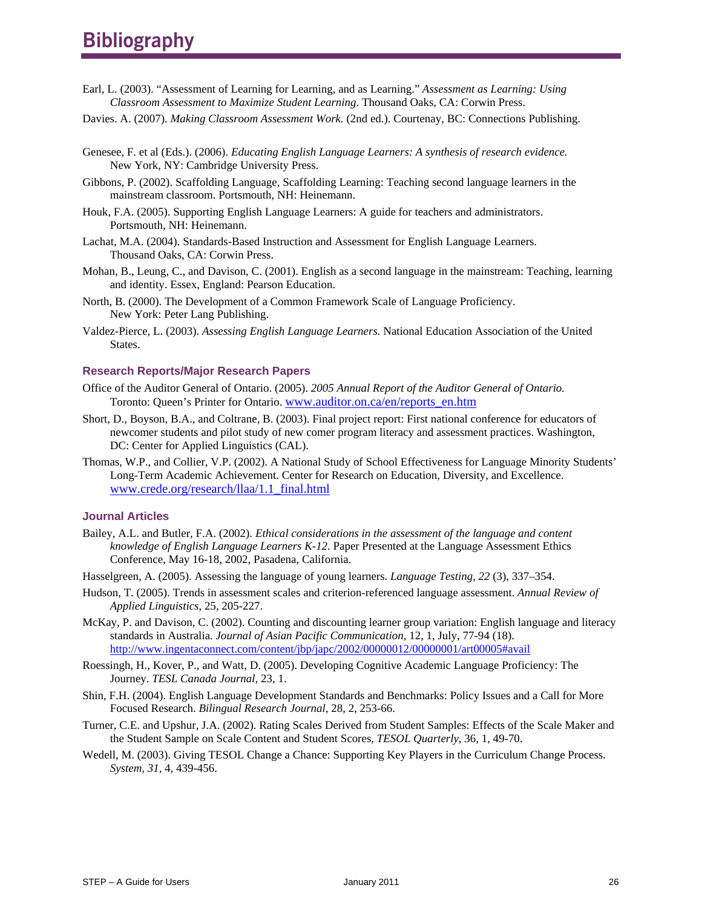# Bibliography

Earl, L. (2003). "Assessment of Learning for Learning, and as Learning." *Assessment as Learning: Using Classroom Assessment to Maximize Student Learning*. Thousand Oaks, CA: Corwin Press.

Davies. A. (2007). *Making Classroom Assessment Work.* (2nd ed.). Courtenay, BC: Connections Publishing.

Genesee, F. et al (Eds.). (2006). *Educating English Language Learners: A synthesis of research evidence.* New York, NY: Cambridge University Press.

Gibbons, P. (2002). Scaffolding Language, Scaffolding Learning: Teaching second language learners in the mainstream classroom. Portsmouth, NH: Heinemann.

Houk, F.A. (2005). Supporting English Language Learners: A guide for teachers and administrators. Portsmouth, NH: Heinemann.

Lachat, M.A. (2004). Standards-Based Instruction and Assessment for English Language Learners. Thousand Oaks, CA: Corwin Press.

Mohan, B., Leung, C., and Davison, C. (2001). English as a second language in the mainstream: Teaching, learning and identity. Essex, England: Pearson Education.

North, B. (2000). The Development of a Common Framework Scale of Language Proficiency. New York: Peter Lang Publishing.

Valdez-Pierce, L. (2003). *Assessing English Language Learners.* National Education Association of the United States.

### Research Reports/Major Research Papers

Office of the Auditor General of Ontario. (2005). *2005 Annual Report of the Auditor General of Ontario.* Toronto: Queen's Printer for Ontario. www.auditor.on.ca/en/reports_en.htm

Short, D., Boyson, B.A., and Coltrane, B. (2003). Final project report: First national conference for educators of newcomer students and pilot study of new comer program literacy and assessment practices. Washington, DC: Center for Applied Linguistics (CAL).

Thomas, W.P., and Collier, V.P. (2002). A National Study of School Effectiveness for Language Minority Students' Long-Term Academic Achievement. Center for Research on Education, Diversity, and Excellence. www.crede.org/research/llaa/1.1_final.html

### Journal Articles

Bailey, A.L. and Butler, F.A. (2002). *Ethical considerations in the assessment of the language and content knowledge of English Language Learners K-12*. Paper Presented at the Language Assessment Ethics Conference, May 16-18, 2002, Pasadena, California.

Hasselgreen, A. (2005). Assessing the language of young learners. *Language Testing, 22* (3), 337–354.

Hudson, T. (2005). Trends in assessment scales and criterion-referenced language assessment. *Annual Review of Applied Linguistics*, 25, 205-227.

McKay, P. and Davison, C. (2002). Counting and discounting learner group variation: English language and literacy standards in Australia. *Journal of Asian Pacific Communication*, 12, 1, July, 77-94 (18). http://www.ingentaconnect.com/content/jbp/japc/2002/00000012/00000001/art00005#avail

Roessingh, H., Kover, P., and Watt, D. (2005). Developing Cognitive Academic Language Proficiency: The Journey. *TESL Canada Journal,* 23, 1.

Shin, F.H. (2004). English Language Development Standards and Benchmarks: Policy Issues and a Call for More Focused Research. *Bilingual Research Journal,* 28, 2, 253-66.

Turner, C.E. and Upshur, J.A. (2002). Rating Scales Derived from Student Samples: Effects of the Scale Maker and the Student Sample on Scale Content and Student Scores, *TESOL Quarterly*, 36, 1, 49-70.

Wedell, M. (2003). Giving TESOL Change a Chance: Supporting Key Players in the Curriculum Change Process. *System*, *31*, 4, 439-456.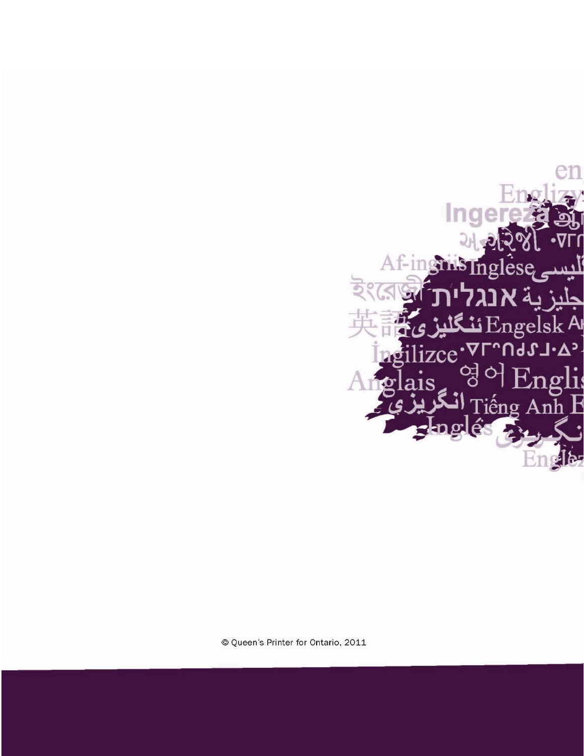© Queen's Printer for Ontario, 2011